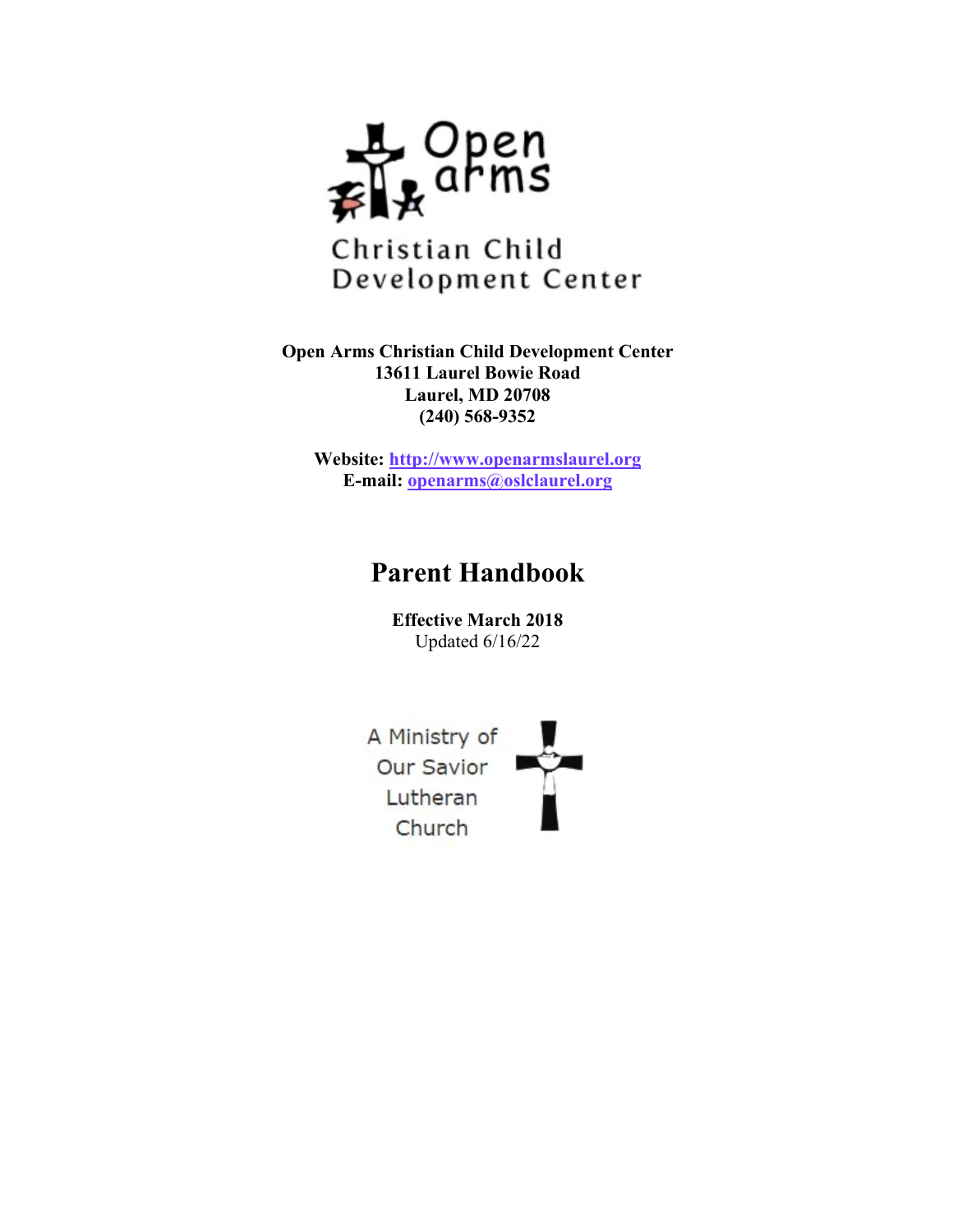Open arms

Christian Child Development Center

**Open Arms Christian Child Development Center**
**13611 Laurel Bowie Road**
**Laurel, MD 20708**
**(240) 568-9352**

**Website:** http://www.openarmslaurel.org
**E-mail:** openarms@oslclaurel.org

# Parent Handbook

**Effective March 2018**
Updated 6/16/22

A Ministry of Our Savior Lutheran Church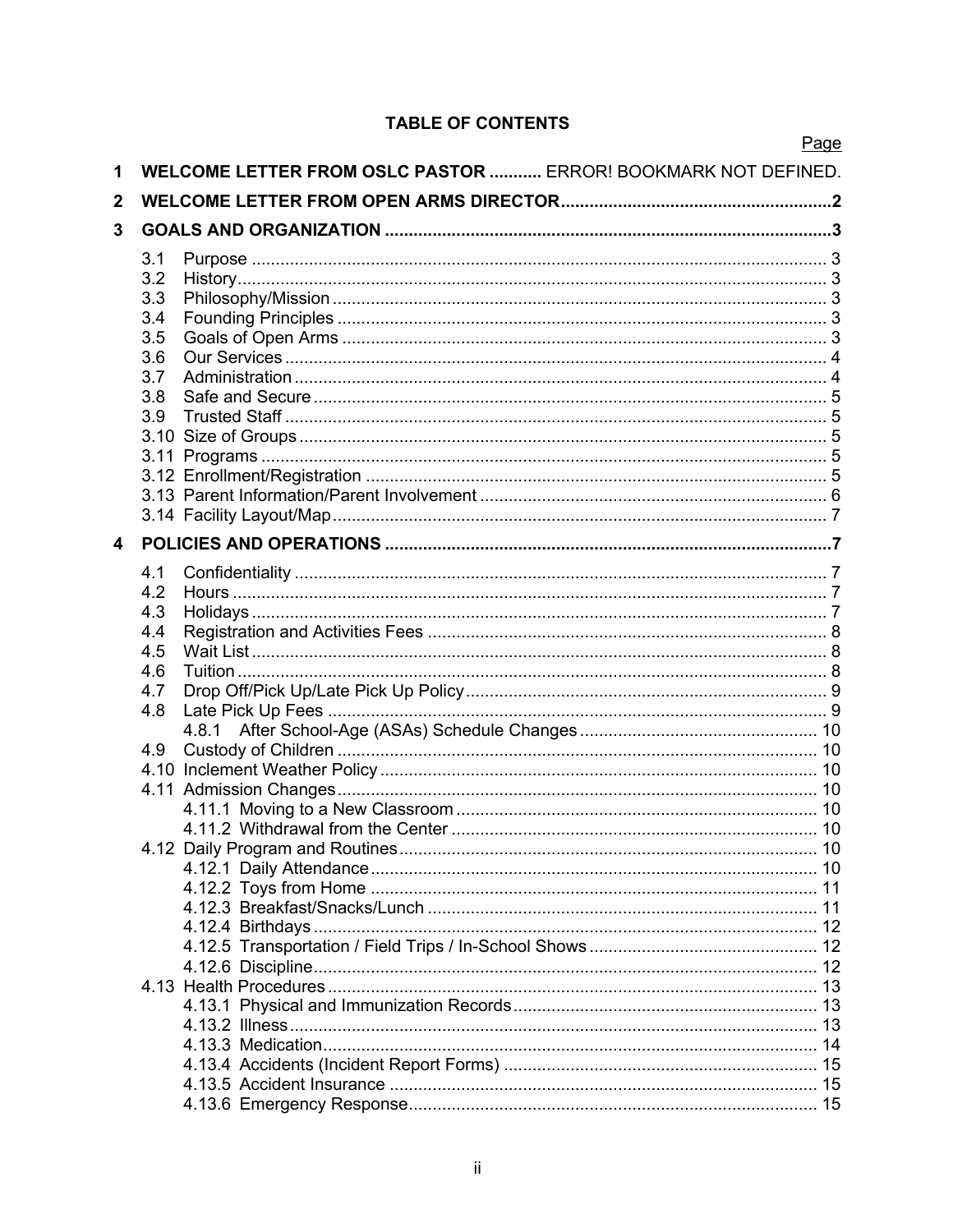## TABLE OF CONTENTS

Page

1 WELCOME LETTER FROM OSLC PASTOR ........... ERROR! BOOKMARK NOT DEFINED.

2 WELCOME LETTER FROM OPEN ARMS DIRECTOR ........ 2

3 GOALS AND ORGANIZATION ........ 3

- 3.1 Purpose ........ 3
- 3.2 History ........ 3
- 3.3 Philosophy/Mission ........ 3
- 3.4 Founding Principles ........ 3
- 3.5 Goals of Open Arms ........ 3
- 3.6 Our Services ........ 4
- 3.7 Administration ........ 4
- 3.8 Safe and Secure ........ 5
- 3.9 Trusted Staff ........ 5
- 3.10 Size of Groups ........ 5
- 3.11 Programs ........ 5
- 3.12 Enrollment/Registration ........ 5
- 3.13 Parent Information/Parent Involvement ........ 6
- 3.14 Facility Layout/Map ........ 7

4 POLICIES AND OPERATIONS ........ 7

- 4.1 Confidentiality ........ 7
- 4.2 Hours ........ 7
- 4.3 Holidays ........ 7
- 4.4 Registration and Activities Fees ........ 8
- 4.5 Wait List ........ 8
- 4.6 Tuition ........ 8
- 4.7 Drop Off/Pick Up/Late Pick Up Policy ........ 9
- 4.8 Late Pick Up Fees ........ 9
  - 4.8.1 After School-Age (ASAs) Schedule Changes ........ 10
- 4.9 Custody of Children ........ 10
- 4.10 Inclement Weather Policy ........ 10
- 4.11 Admission Changes ........ 10
  - 4.11.1 Moving to a New Classroom ........ 10
  - 4.11.2 Withdrawal from the Center ........ 10
- 4.12 Daily Program and Routines ........ 10
  - 4.12.1 Daily Attendance ........ 10
  - 4.12.2 Toys from Home ........ 11
  - 4.12.3 Breakfast/Snacks/Lunch ........ 11
  - 4.12.4 Birthdays ........ 12
  - 4.12.5 Transportation / Field Trips / In-School Shows ........ 12
  - 4.12.6 Discipline ........ 12
- 4.13 Health Procedures ........ 13
  - 4.13.1 Physical and Immunization Records ........ 13
  - 4.13.2 Illness ........ 13
  - 4.13.3 Medication ........ 14
  - 4.13.4 Accidents (Incident Report Forms) ........ 15
  - 4.13.5 Accident Insurance ........ 15
  - 4.13.6 Emergency Response ........ 15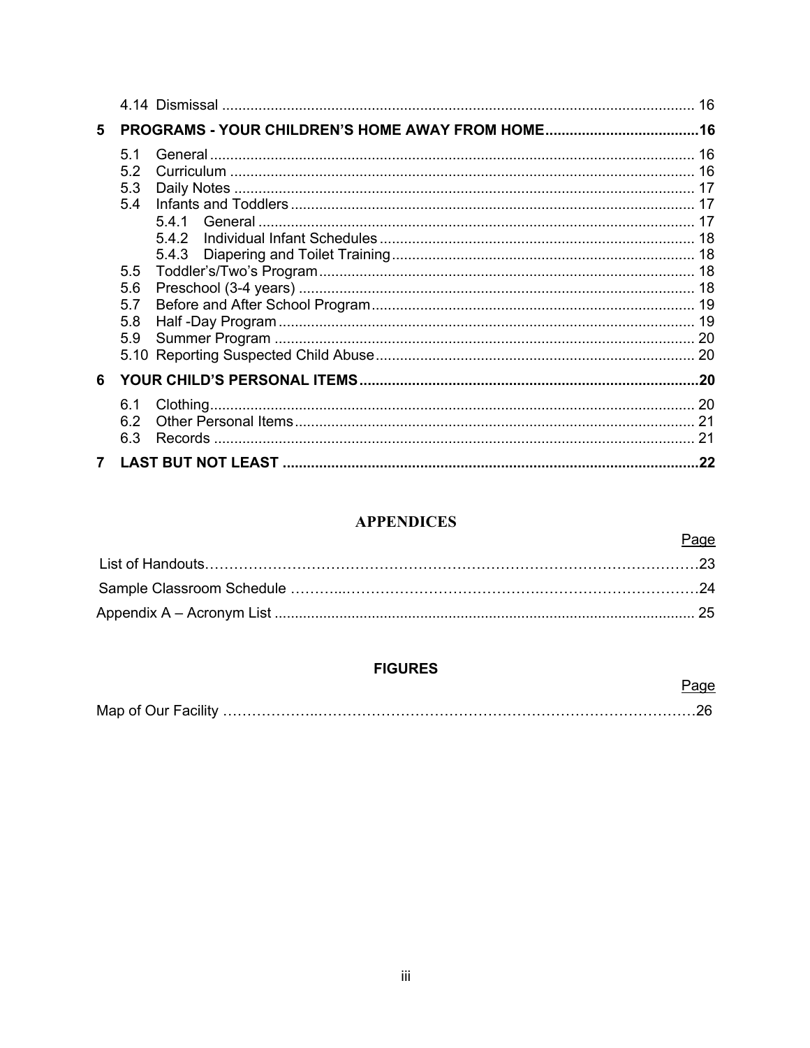4.14 Dismissal ..... 16

**5 PROGRAMS - YOUR CHILDREN'S HOME AWAY FROM HOME ..... 16**

5.1 General ..... 16
5.2 Curriculum ..... 16
5.3 Daily Notes ..... 17
5.4 Infants and Toddlers ..... 17
5.4.1 General ..... 17
5.4.2 Individual Infant Schedules ..... 18
5.4.3 Diapering and Toilet Training ..... 18
5.5 Toddler's/Two's Program ..... 18
5.6 Preschool (3-4 years) ..... 18
5.7 Before and After School Program ..... 19
5.8 Half -Day Program ..... 19
5.9 Summer Program ..... 20
5.10 Reporting Suspected Child Abuse ..... 20

**6 YOUR CHILD'S PERSONAL ITEMS ..... 20**

6.1 Clothing ..... 20
6.2 Other Personal Items ..... 21
6.3 Records ..... 21

**7 LAST BUT NOT LEAST ..... 22**

## APPENDICES

Page

List of Handouts ..... 23
Sample Classroom Schedule ..... 24
Appendix A – Acronym List ..... 25

## FIGURES

Page

Map of Our Facility ..... 26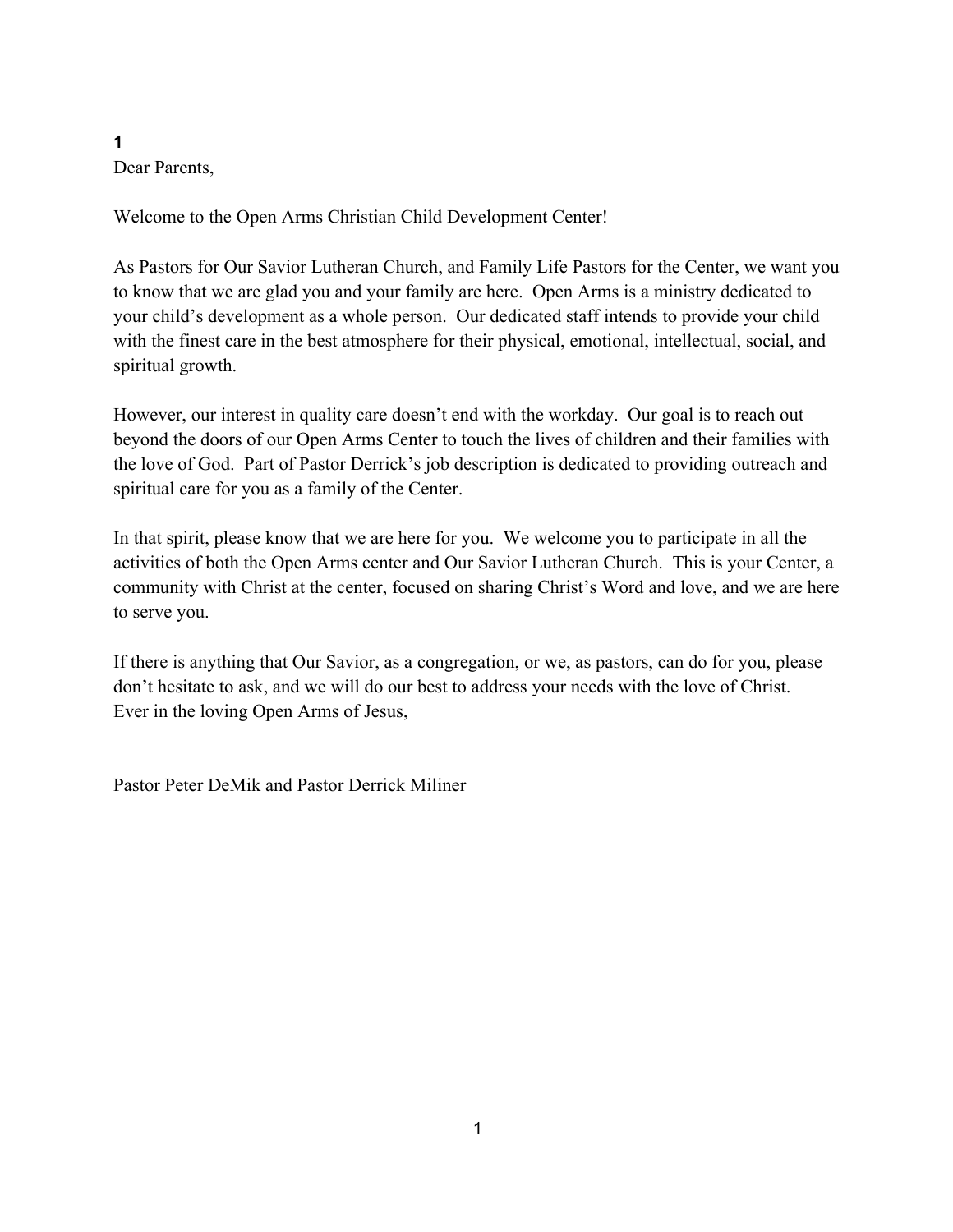**1**

Dear Parents,

Welcome to the Open Arms Christian Child Development Center!

As Pastors for Our Savior Lutheran Church, and Family Life Pastors for the Center, we want you to know that we are glad you and your family are here. Open Arms is a ministry dedicated to your child's development as a whole person. Our dedicated staff intends to provide your child with the finest care in the best atmosphere for their physical, emotional, intellectual, social, and spiritual growth.

However, our interest in quality care doesn't end with the workday. Our goal is to reach out beyond the doors of our Open Arms Center to touch the lives of children and their families with the love of God. Part of Pastor Derrick's job description is dedicated to providing outreach and spiritual care for you as a family of the Center.

In that spirit, please know that we are here for you. We welcome you to participate in all the activities of both the Open Arms center and Our Savior Lutheran Church. This is your Center, a community with Christ at the center, focused on sharing Christ's Word and love, and we are here to serve you.

If there is anything that Our Savior, as a congregation, or we, as pastors, can do for you, please don't hesitate to ask, and we will do our best to address your needs with the love of Christ.
Ever in the loving Open Arms of Jesus,

Pastor Peter DeMik and Pastor Derrick Miliner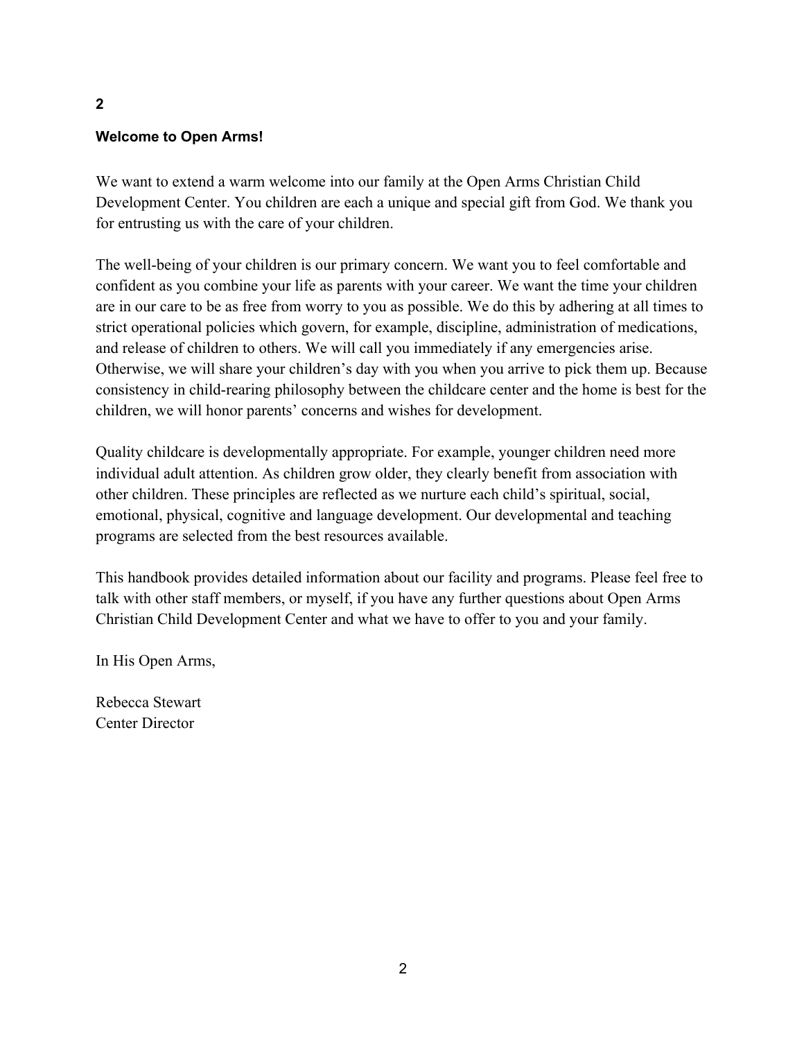## Welcome to Open Arms!

We want to extend a warm welcome into our family at the Open Arms Christian Child Development Center. You children are each a unique and special gift from God. We thank you for entrusting us with the care of your children.

The well-being of your children is our primary concern. We want you to feel comfortable and confident as you combine your life as parents with your career. We want the time your children are in our care to be as free from worry to you as possible. We do this by adhering at all times to strict operational policies which govern, for example, discipline, administration of medications, and release of children to others. We will call you immediately if any emergencies arise. Otherwise, we will share your children's day with you when you arrive to pick them up. Because consistency in child-rearing philosophy between the childcare center and the home is best for the children, we will honor parents' concerns and wishes for development.

Quality childcare is developmentally appropriate. For example, younger children need more individual adult attention. As children grow older, they clearly benefit from association with other children. These principles are reflected as we nurture each child's spiritual, social, emotional, physical, cognitive and language development. Our developmental and teaching programs are selected from the best resources available.

This handbook provides detailed information about our facility and programs. Please feel free to talk with other staff members, or myself, if you have any further questions about Open Arms Christian Child Development Center and what we have to offer to you and your family.

In His Open Arms,

Rebecca Stewart
Center Director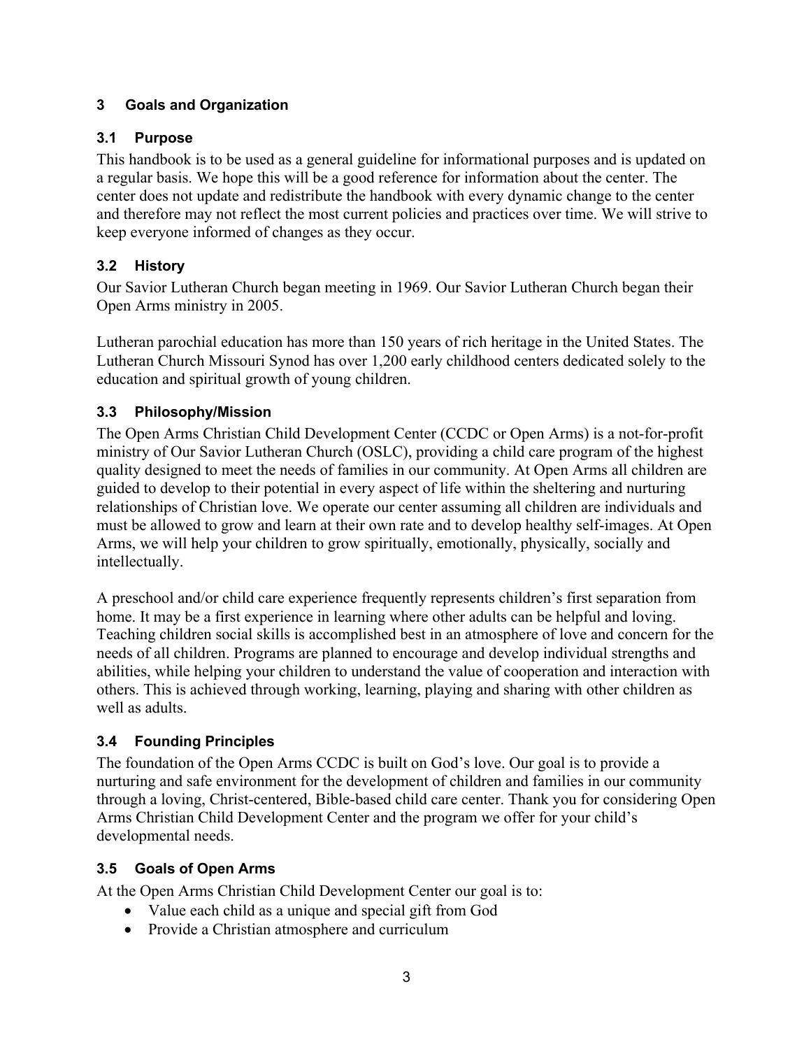# 3 Goals and Organization

## 3.1 Purpose

This handbook is to be used as a general guideline for informational purposes and is updated on a regular basis. We hope this will be a good reference for information about the center. The center does not update and redistribute the handbook with every dynamic change to the center and therefore may not reflect the most current policies and practices over time. We will strive to keep everyone informed of changes as they occur.

## 3.2 History

Our Savior Lutheran Church began meeting in 1969. Our Savior Lutheran Church began their Open Arms ministry in 2005.

Lutheran parochial education has more than 150 years of rich heritage in the United States. The Lutheran Church Missouri Synod has over 1,200 early childhood centers dedicated solely to the education and spiritual growth of young children.

## 3.3 Philosophy/Mission

The Open Arms Christian Child Development Center (CCDC or Open Arms) is a not-for-profit ministry of Our Savior Lutheran Church (OSLC), providing a child care program of the highest quality designed to meet the needs of families in our community. At Open Arms all children are guided to develop to their potential in every aspect of life within the sheltering and nurturing relationships of Christian love. We operate our center assuming all children are individuals and must be allowed to grow and learn at their own rate and to develop healthy self-images. At Open Arms, we will help your children to grow spiritually, emotionally, physically, socially and intellectually.

A preschool and/or child care experience frequently represents children's first separation from home. It may be a first experience in learning where other adults can be helpful and loving. Teaching children social skills is accomplished best in an atmosphere of love and concern for the needs of all children. Programs are planned to encourage and develop individual strengths and abilities, while helping your children to understand the value of cooperation and interaction with others. This is achieved through working, learning, playing and sharing with other children as well as adults.

## 3.4 Founding Principles

The foundation of the Open Arms CCDC is built on God's love. Our goal is to provide a nurturing and safe environment for the development of children and families in our community through a loving, Christ-centered, Bible-based child care center. Thank you for considering Open Arms Christian Child Development Center and the program we offer for your child's developmental needs.

## 3.5 Goals of Open Arms

At the Open Arms Christian Child Development Center our goal is to:

- Value each child as a unique and special gift from God
- Provide a Christian atmosphere and curriculum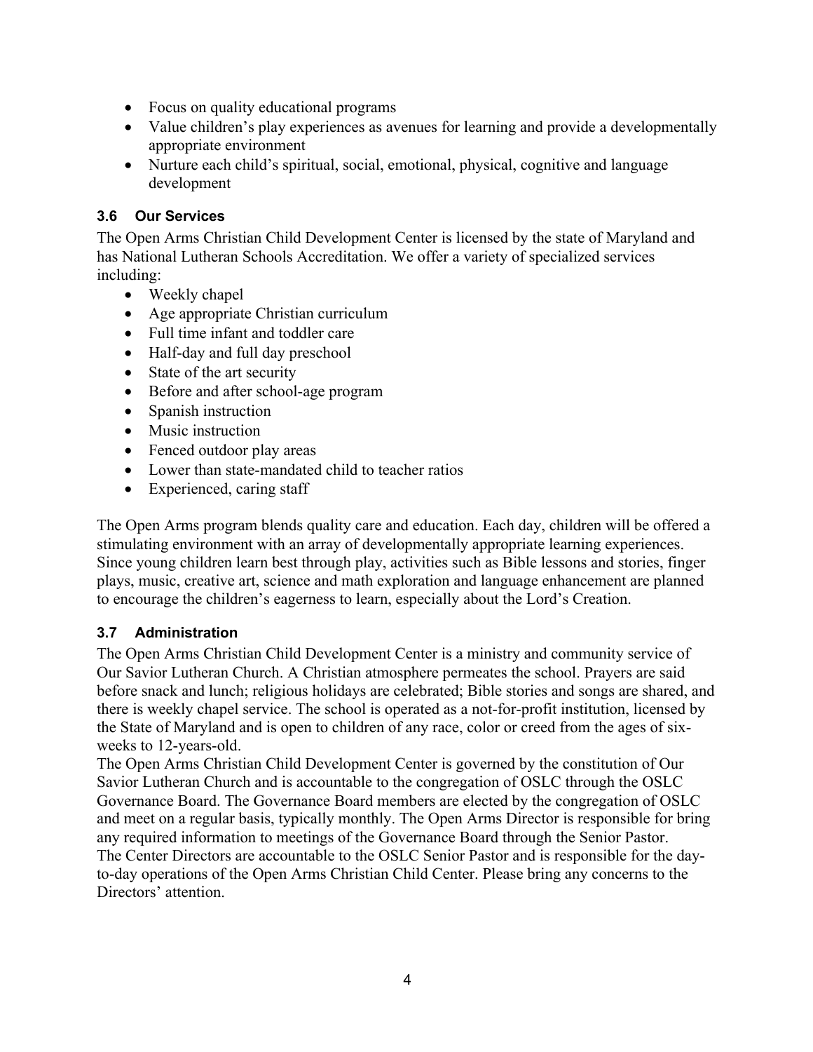- Focus on quality educational programs
- Value children's play experiences as avenues for learning and provide a developmentally appropriate environment
- Nurture each child's spiritual, social, emotional, physical, cognitive and language development

### 3.6 Our Services

The Open Arms Christian Child Development Center is licensed by the state of Maryland and has National Lutheran Schools Accreditation. We offer a variety of specialized services including:

- Weekly chapel
- Age appropriate Christian curriculum
- Full time infant and toddler care
- Half-day and full day preschool
- State of the art security
- Before and after school-age program
- Spanish instruction
- Music instruction
- Fenced outdoor play areas
- Lower than state-mandated child to teacher ratios
- Experienced, caring staff

The Open Arms program blends quality care and education. Each day, children will be offered a stimulating environment with an array of developmentally appropriate learning experiences. Since young children learn best through play, activities such as Bible lessons and stories, finger plays, music, creative art, science and math exploration and language enhancement are planned to encourage the children's eagerness to learn, especially about the Lord's Creation.

### 3.7 Administration

The Open Arms Christian Child Development Center is a ministry and community service of Our Savior Lutheran Church. A Christian atmosphere permeates the school. Prayers are said before snack and lunch; religious holidays are celebrated; Bible stories and songs are shared, and there is weekly chapel service. The school is operated as a not-for-profit institution, licensed by the State of Maryland and is open to children of any race, color or creed from the ages of six-weeks to 12-years-old.

The Open Arms Christian Child Development Center is governed by the constitution of Our Savior Lutheran Church and is accountable to the congregation of OSLC through the OSLC Governance Board. The Governance Board members are elected by the congregation of OSLC and meet on a regular basis, typically monthly. The Open Arms Director is responsible for bring any required information to meetings of the Governance Board through the Senior Pastor.

The Center Directors are accountable to the OSLC Senior Pastor and is responsible for the day-to-day operations of the Open Arms Christian Child Center. Please bring any concerns to the Directors' attention.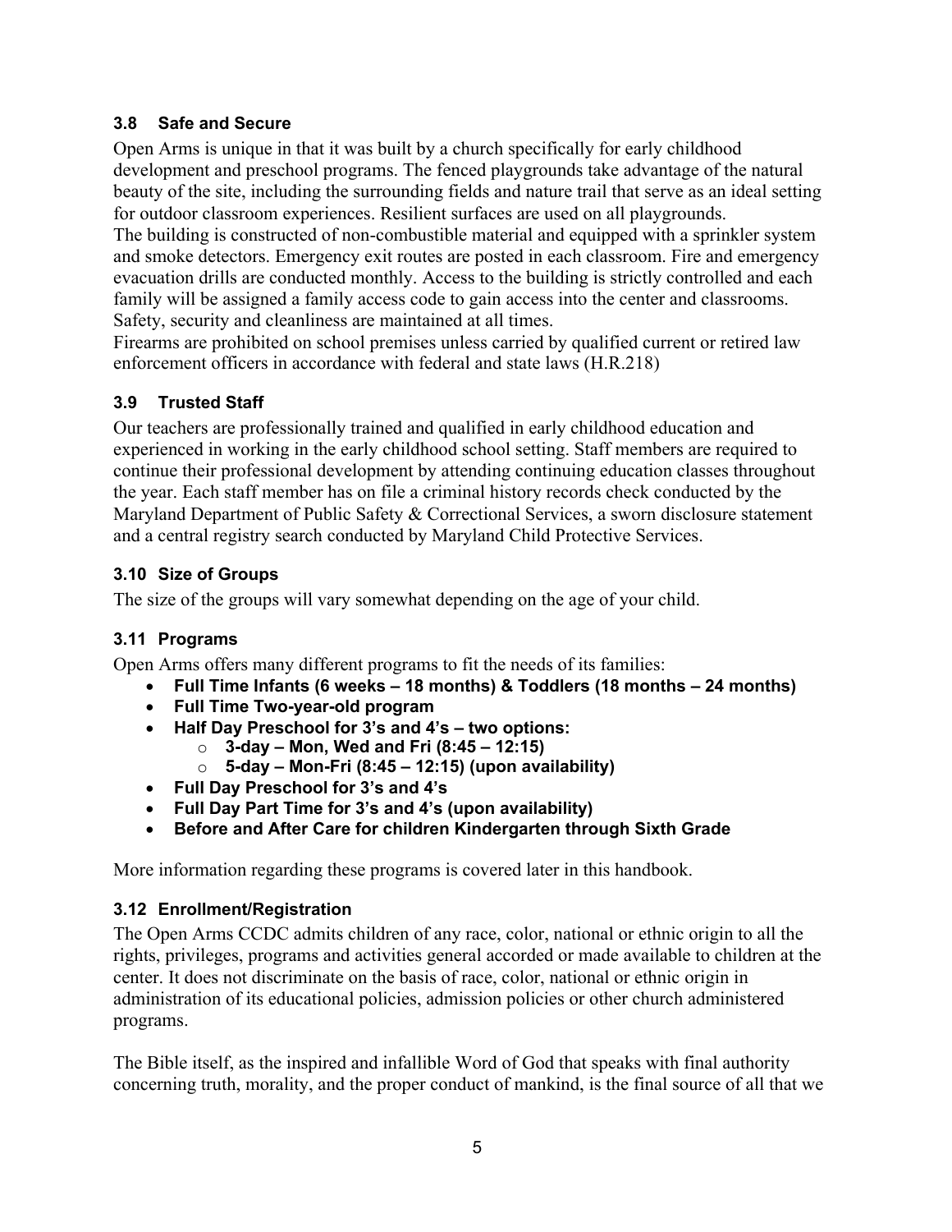### 3.8 Safe and Secure

Open Arms is unique in that it was built by a church specifically for early childhood development and preschool programs. The fenced playgrounds take advantage of the natural beauty of the site, including the surrounding fields and nature trail that serve as an ideal setting for outdoor classroom experiences. Resilient surfaces are used on all playgrounds.
The building is constructed of non-combustible material and equipped with a sprinkler system and smoke detectors. Emergency exit routes are posted in each classroom. Fire and emergency evacuation drills are conducted monthly. Access to the building is strictly controlled and each family will be assigned a family access code to gain access into the center and classrooms. Safety, security and cleanliness are maintained at all times.
Firearms are prohibited on school premises unless carried by qualified current or retired law enforcement officers in accordance with federal and state laws (H.R.218)

### 3.9 Trusted Staff

Our teachers are professionally trained and qualified in early childhood education and experienced in working in the early childhood school setting. Staff members are required to continue their professional development by attending continuing education classes throughout the year. Each staff member has on file a criminal history records check conducted by the Maryland Department of Public Safety & Correctional Services, a sworn disclosure statement and a central registry search conducted by Maryland Child Protective Services.

### 3.10 Size of Groups

The size of the groups will vary somewhat depending on the age of your child.

### 3.11 Programs

Open Arms offers many different programs to fit the needs of its families:

- **Full Time Infants (6 weeks – 18 months) & Toddlers (18 months – 24 months)**
- **Full Time Two-year-old program**
- **Half Day Preschool for 3's and 4's – two options:**
  - **3-day – Mon, Wed and Fri (8:45 – 12:15)**
  - **5-day – Mon-Fri (8:45 – 12:15) (upon availability)**
- **Full Day Preschool for 3's and 4's**
- **Full Day Part Time for 3's and 4's (upon availability)**
- **Before and After Care for children Kindergarten through Sixth Grade**

More information regarding these programs is covered later in this handbook.

### 3.12 Enrollment/Registration

The Open Arms CCDC admits children of any race, color, national or ethnic origin to all the rights, privileges, programs and activities general accorded or made available to children at the center. It does not discriminate on the basis of race, color, national or ethnic origin in administration of its educational policies, admission policies or other church administered programs.

The Bible itself, as the inspired and infallible Word of God that speaks with final authority concerning truth, morality, and the proper conduct of mankind, is the final source of all that we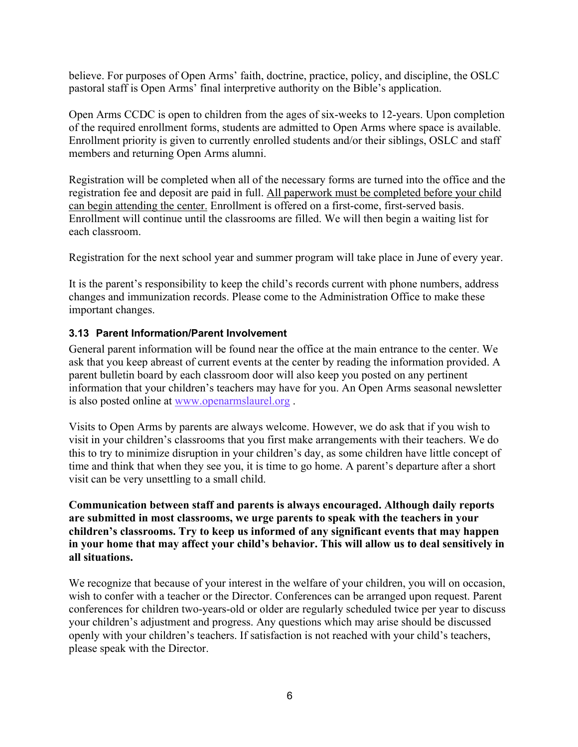believe. For purposes of Open Arms' faith, doctrine, practice, policy, and discipline, the OSLC pastoral staff is Open Arms' final interpretive authority on the Bible's application.

Open Arms CCDC is open to children from the ages of six-weeks to 12-years. Upon completion of the required enrollment forms, students are admitted to Open Arms where space is available. Enrollment priority is given to currently enrolled students and/or their siblings, OSLC and staff members and returning Open Arms alumni.

Registration will be completed when all of the necessary forms are turned into the office and the registration fee and deposit are paid in full. <u>All paperwork must be completed before your child can begin attending the center.</u> Enrollment is offered on a first-come, first-served basis. Enrollment will continue until the classrooms are filled. We will then begin a waiting list for each classroom.

Registration for the next school year and summer program will take place in June of every year.

It is the parent's responsibility to keep the child's records current with phone numbers, address changes and immunization records. Please come to the Administration Office to make these important changes.

### 3.13 Parent Information/Parent Involvement

General parent information will be found near the office at the main entrance to the center. We ask that you keep abreast of current events at the center by reading the information provided. A parent bulletin board by each classroom door will also keep you posted on any pertinent information that your children's teachers may have for you. An Open Arms seasonal newsletter is also posted online at www.openarmslaurel.org .

Visits to Open Arms by parents are always welcome. However, we do ask that if you wish to visit in your children's classrooms that you first make arrangements with their teachers. We do this to try to minimize disruption in your children's day, as some children have little concept of time and think that when they see you, it is time to go home. A parent's departure after a short visit can be very unsettling to a small child.

**Communication between staff and parents is always encouraged. Although daily reports are submitted in most classrooms, we urge parents to speak with the teachers in your children's classrooms. Try to keep us informed of any significant events that may happen in your home that may affect your child's behavior. This will allow us to deal sensitively in all situations.**

We recognize that because of your interest in the welfare of your children, you will on occasion, wish to confer with a teacher or the Director. Conferences can be arranged upon request. Parent conferences for children two-years-old or older are regularly scheduled twice per year to discuss your children's adjustment and progress. Any questions which may arise should be discussed openly with your children's teachers. If satisfaction is not reached with your child's teachers, please speak with the Director.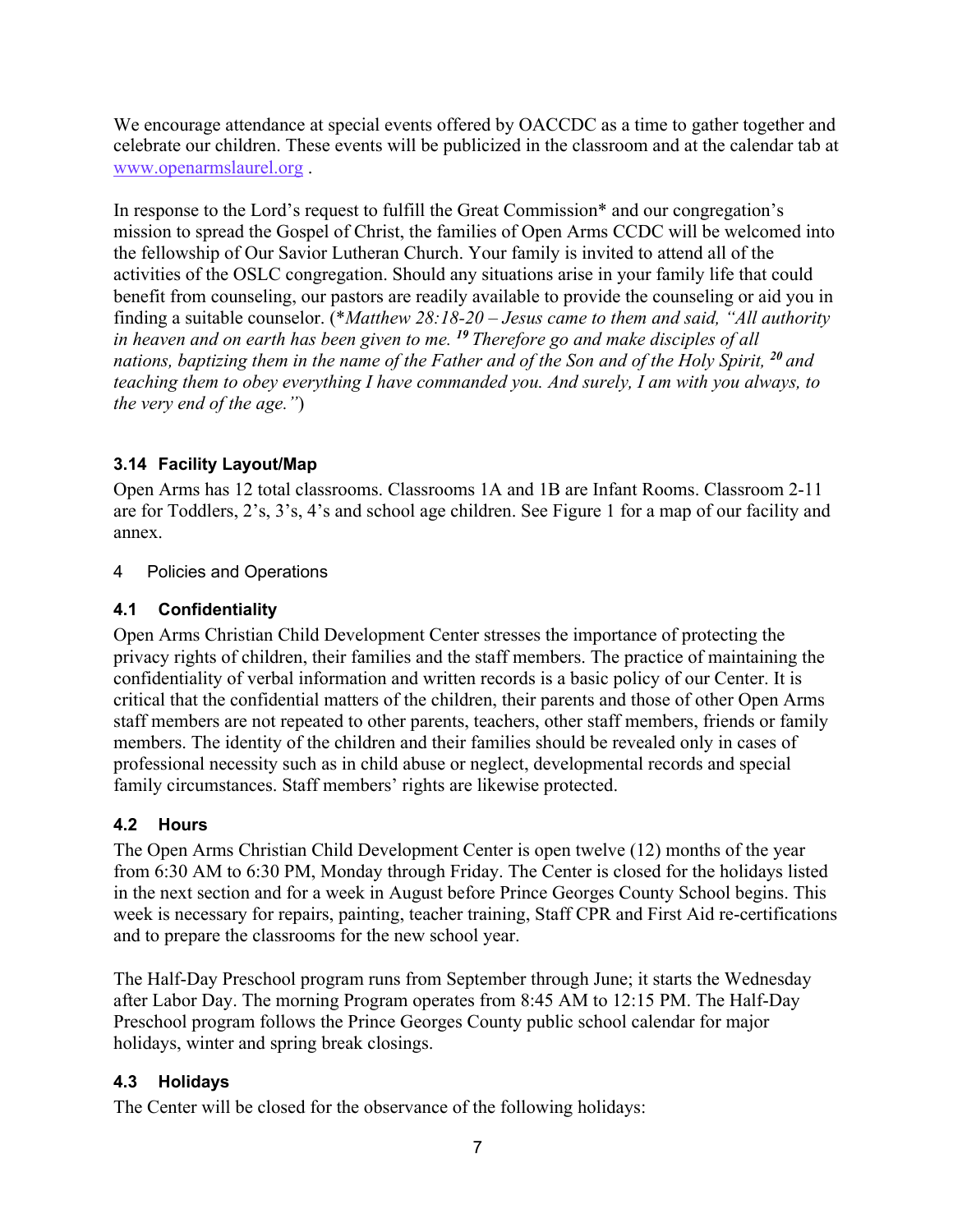We encourage attendance at special events offered by OACCDC as a time to gather together and celebrate our children. These events will be publicized in the classroom and at the calendar tab at [www.openarmslaurel.org](http://www.openarmslaurel.org) .

In response to the Lord's request to fulfill the Great Commission* and our congregation's mission to spread the Gospel of Christ, the families of Open Arms CCDC will be welcomed into the fellowship of Our Savior Lutheran Church. Your family is invited to attend all of the activities of the OSLC congregation. Should any situations arise in your family life that could benefit from counseling, our pastors are readily available to provide the counseling or aid you in finding a suitable counselor. (*Matthew 28:18-20 – Jesus came to them and said, "All authority in heaven and on earth has been given to me. [19] Therefore go and make disciples of all nations, baptizing them in the name of the Father and of the Son and of the Holy Spirit, [20] and teaching them to obey everything I have commanded you. And surely, I am with you always, to the very end of the age."*)

### 3.14 Facility Layout/Map

Open Arms has 12 total classrooms. Classrooms 1A and 1B are Infant Rooms. Classroom 2-11 are for Toddlers, 2's, 3's, 4's and school age children. See Figure 1 for a map of our facility and annex.

## 4 Policies and Operations

### 4.1 Confidentiality

Open Arms Christian Child Development Center stresses the importance of protecting the privacy rights of children, their families and the staff members. The practice of maintaining the confidentiality of verbal information and written records is a basic policy of our Center. It is critical that the confidential matters of the children, their parents and those of other Open Arms staff members are not repeated to other parents, teachers, other staff members, friends or family members. The identity of the children and their families should be revealed only in cases of professional necessity such as in child abuse or neglect, developmental records and special family circumstances. Staff members' rights are likewise protected.

### 4.2 Hours

The Open Arms Christian Child Development Center is open twelve (12) months of the year from 6:30 AM to 6:30 PM, Monday through Friday. The Center is closed for the holidays listed in the next section and for a week in August before Prince Georges County School begins. This week is necessary for repairs, painting, teacher training, Staff CPR and First Aid re-certifications and to prepare the classrooms for the new school year.

The Half-Day Preschool program runs from September through June; it starts the Wednesday after Labor Day. The morning Program operates from 8:45 AM to 12:15 PM. The Half-Day Preschool program follows the Prince Georges County public school calendar for major holidays, winter and spring break closings.

### 4.3 Holidays

The Center will be closed for the observance of the following holidays: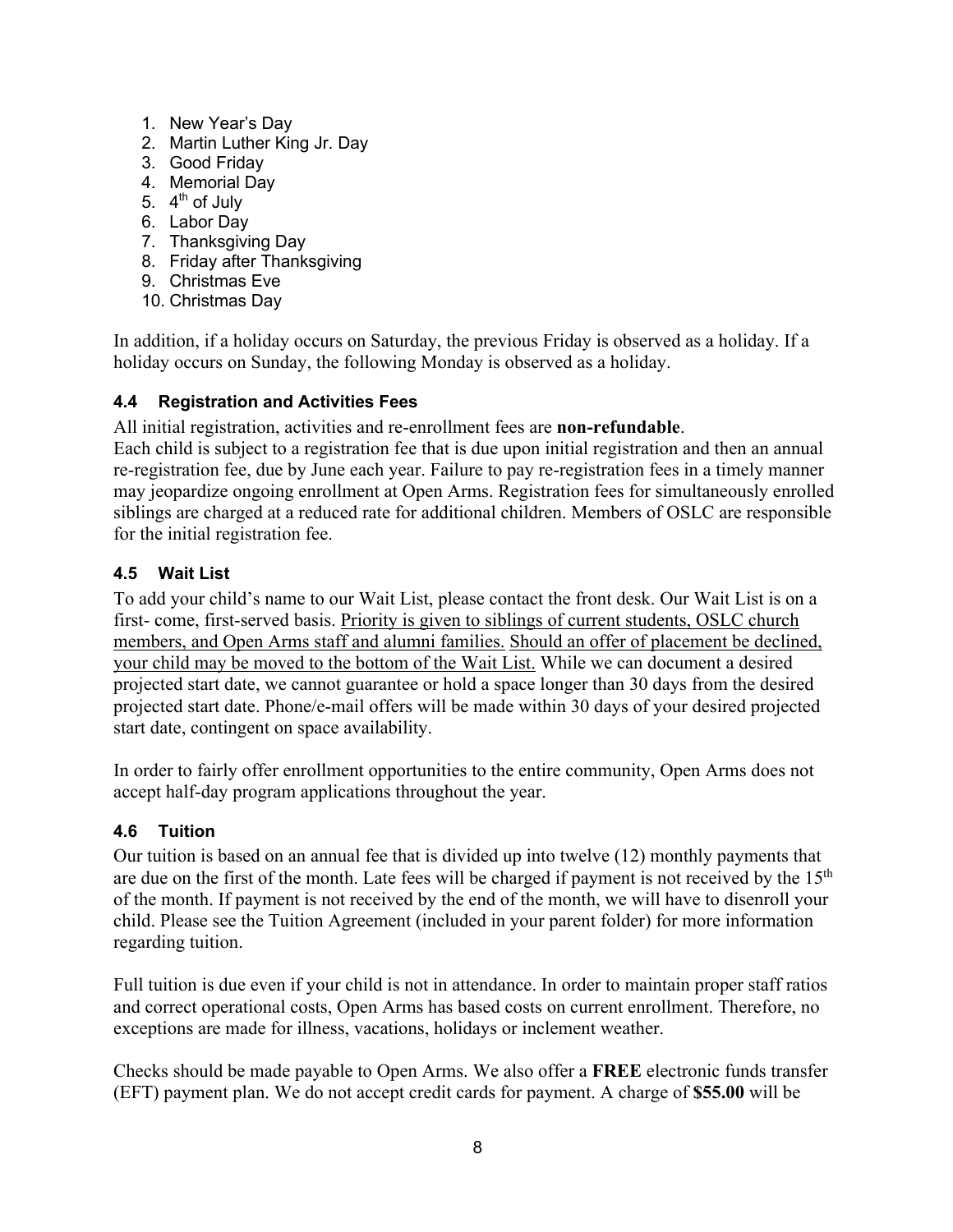1. New Year's Day
2. Martin Luther King Jr. Day
3. Good Friday
4. Memorial Day
5. 4th of July
6. Labor Day
7. Thanksgiving Day
8. Friday after Thanksgiving
9. Christmas Eve
10. Christmas Day

In addition, if a holiday occurs on Saturday, the previous Friday is observed as a holiday. If a holiday occurs on Sunday, the following Monday is observed as a holiday.

### 4.4 Registration and Activities Fees

All initial registration, activities and re-enrollment fees are **non-refundable**.
Each child is subject to a registration fee that is due upon initial registration and then an annual re-registration fee, due by June each year. Failure to pay re-registration fees in a timely manner may jeopardize ongoing enrollment at Open Arms. Registration fees for simultaneously enrolled siblings are charged at a reduced rate for additional children. Members of OSLC are responsible for the initial registration fee.

### 4.5 Wait List

To add your child's name to our Wait List, please contact the front desk. Our Wait List is on a first- come, first-served basis. <u>Priority is given to siblings of current students, OSLC church members, and Open Arms staff and alumni families.</u> <u>Should an offer of placement be declined, your child may be moved to the bottom of the Wait List.</u> While we can document a desired projected start date, we cannot guarantee or hold a space longer than 30 days from the desired projected start date. Phone/e-mail offers will be made within 30 days of your desired projected start date, contingent on space availability.

In order to fairly offer enrollment opportunities to the entire community, Open Arms does not accept half-day program applications throughout the year.

### 4.6 Tuition

Our tuition is based on an annual fee that is divided up into twelve (12) monthly payments that are due on the first of the month. Late fees will be charged if payment is not received by the 15th of the month. If payment is not received by the end of the month, we will have to disenroll your child. Please see the Tuition Agreement (included in your parent folder) for more information regarding tuition.

Full tuition is due even if your child is not in attendance. In order to maintain proper staff ratios and correct operational costs, Open Arms has based costs on current enrollment. Therefore, no exceptions are made for illness, vacations, holidays or inclement weather.

Checks should be made payable to Open Arms. We also offer a **FREE** electronic funds transfer (EFT) payment plan. We do not accept credit cards for payment. A charge of **$55.00** will be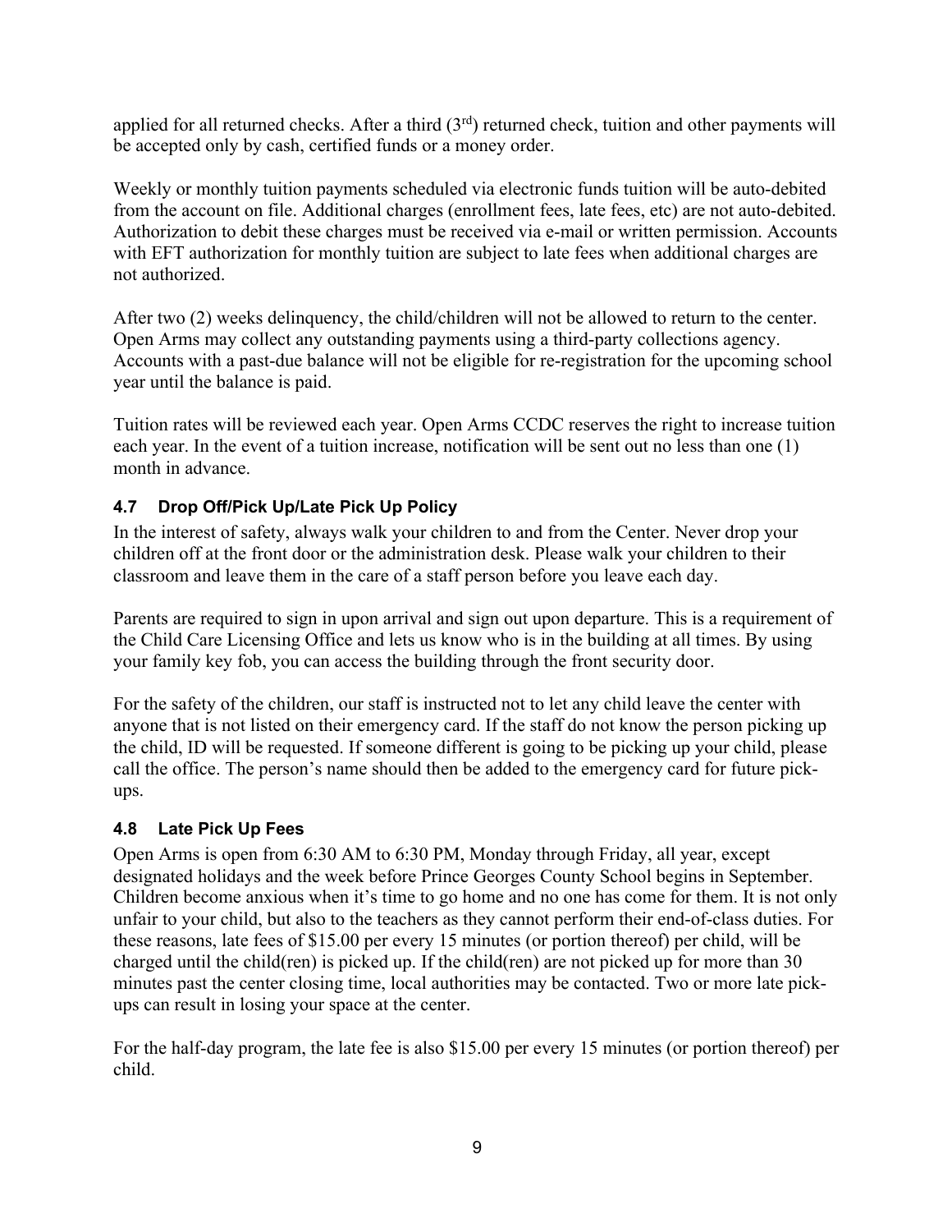applied for all returned checks. After a third (3rd) returned check, tuition and other payments will be accepted only by cash, certified funds or a money order.

Weekly or monthly tuition payments scheduled via electronic funds tuition will be auto-debited from the account on file. Additional charges (enrollment fees, late fees, etc) are not auto-debited. Authorization to debit these charges must be received via e-mail or written permission. Accounts with EFT authorization for monthly tuition are subject to late fees when additional charges are not authorized.

After two (2) weeks delinquency, the child/children will not be allowed to return to the center. Open Arms may collect any outstanding payments using a third-party collections agency. Accounts with a past-due balance will not be eligible for re-registration for the upcoming school year until the balance is paid.

Tuition rates will be reviewed each year. Open Arms CCDC reserves the right to increase tuition each year. In the event of a tuition increase, notification will be sent out no less than one (1) month in advance.

### 4.7 Drop Off/Pick Up/Late Pick Up Policy

In the interest of safety, always walk your children to and from the Center. Never drop your children off at the front door or the administration desk. Please walk your children to their classroom and leave them in the care of a staff person before you leave each day.

Parents are required to sign in upon arrival and sign out upon departure. This is a requirement of the Child Care Licensing Office and lets us know who is in the building at all times. By using your family key fob, you can access the building through the front security door.

For the safety of the children, our staff is instructed not to let any child leave the center with anyone that is not listed on their emergency card. If the staff do not know the person picking up the child, ID will be requested. If someone different is going to be picking up your child, please call the office. The person's name should then be added to the emergency card for future pick-ups.

### 4.8 Late Pick Up Fees

Open Arms is open from 6:30 AM to 6:30 PM, Monday through Friday, all year, except designated holidays and the week before Prince Georges County School begins in September. Children become anxious when it's time to go home and no one has come for them. It is not only unfair to your child, but also to the teachers as they cannot perform their end-of-class duties. For these reasons, late fees of $15.00 per every 15 minutes (or portion thereof) per child, will be charged until the child(ren) is picked up. If the child(ren) are not picked up for more than 30 minutes past the center closing time, local authorities may be contacted. Two or more late pick-ups can result in losing your space at the center.

For the half-day program, the late fee is also $15.00 per every 15 minutes (or portion thereof) per child.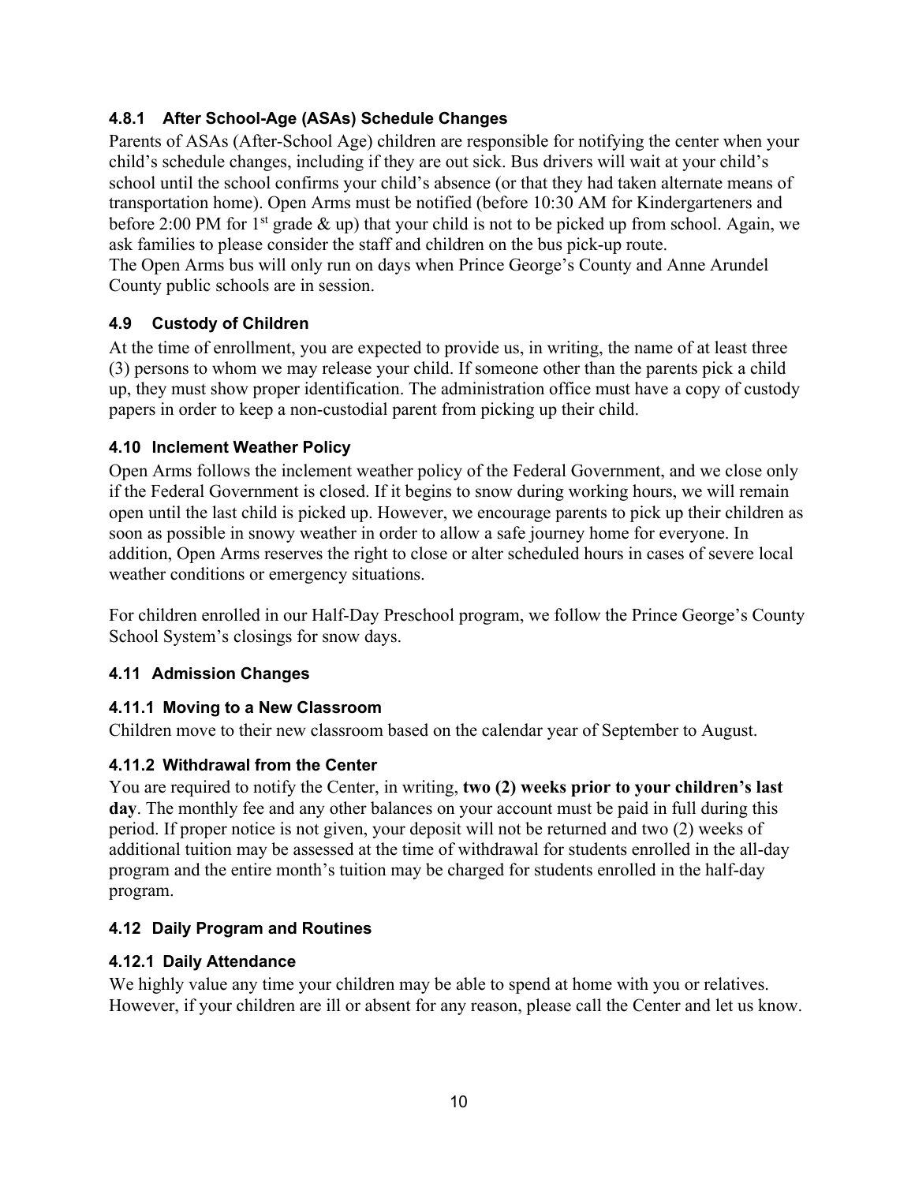#### 4.8.1 After School-Age (ASAs) Schedule Changes

Parents of ASAs (After-School Age) children are responsible for notifying the center when your child's schedule changes, including if they are out sick. Bus drivers will wait at your child's school until the school confirms your child's absence (or that they had taken alternate means of transportation home). Open Arms must be notified (before 10:30 AM for Kindergarteners and before 2:00 PM for 1st grade & up) that your child is not to be picked up from school. Again, we ask families to please consider the staff and children on the bus pick-up route.
The Open Arms bus will only run on days when Prince George's County and Anne Arundel County public schools are in session.

### 4.9 Custody of Children

At the time of enrollment, you are expected to provide us, in writing, the name of at least three (3) persons to whom we may release your child. If someone other than the parents pick a child up, they must show proper identification. The administration office must have a copy of custody papers in order to keep a non-custodial parent from picking up their child.

### 4.10 Inclement Weather Policy

Open Arms follows the inclement weather policy of the Federal Government, and we close only if the Federal Government is closed. If it begins to snow during working hours, we will remain open until the last child is picked up. However, we encourage parents to pick up their children as soon as possible in snowy weather in order to allow a safe journey home for everyone. In addition, Open Arms reserves the right to close or alter scheduled hours in cases of severe local weather conditions or emergency situations.

For children enrolled in our Half-Day Preschool program, we follow the Prince George's County School System's closings for snow days.

### 4.11 Admission Changes

#### 4.11.1 Moving to a New Classroom

Children move to their new classroom based on the calendar year of September to August.

#### 4.11.2 Withdrawal from the Center

You are required to notify the Center, in writing, **two (2) weeks prior to your children's last day**. The monthly fee and any other balances on your account must be paid in full during this period. If proper notice is not given, your deposit will not be returned and two (2) weeks of additional tuition may be assessed at the time of withdrawal for students enrolled in the all-day program and the entire month's tuition may be charged for students enrolled in the half-day program.

### 4.12 Daily Program and Routines

#### 4.12.1 Daily Attendance

We highly value any time your children may be able to spend at home with you or relatives. However, if your children are ill or absent for any reason, please call the Center and let us know.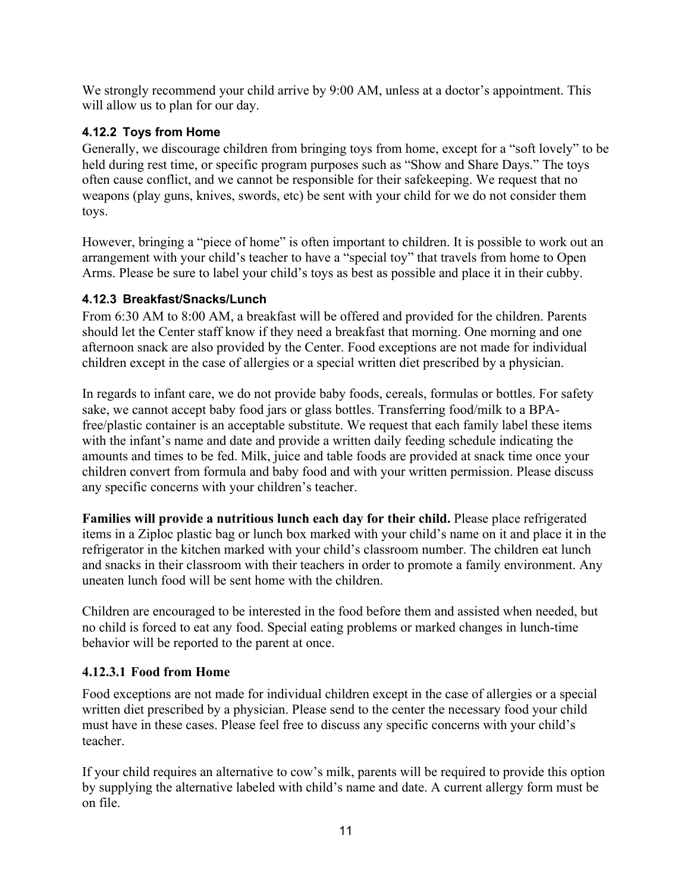We strongly recommend your child arrive by 9:00 AM, unless at a doctor's appointment. This will allow us to plan for our day.

#### 4.12.2 Toys from Home

Generally, we discourage children from bringing toys from home, except for a "soft lovely" to be held during rest time, or specific program purposes such as "Show and Share Days." The toys often cause conflict, and we cannot be responsible for their safekeeping. We request that no weapons (play guns, knives, swords, etc) be sent with your child for we do not consider them toys.

However, bringing a "piece of home" is often important to children. It is possible to work out an arrangement with your child's teacher to have a "special toy" that travels from home to Open Arms. Please be sure to label your child's toys as best as possible and place it in their cubby.

#### 4.12.3 Breakfast/Snacks/Lunch

From 6:30 AM to 8:00 AM, a breakfast will be offered and provided for the children. Parents should let the Center staff know if they need a breakfast that morning. One morning and one afternoon snack are also provided by the Center. Food exceptions are not made for individual children except in the case of allergies or a special written diet prescribed by a physician.

In regards to infant care, we do not provide baby foods, cereals, formulas or bottles. For safety sake, we cannot accept baby food jars or glass bottles. Transferring food/milk to a BPA-free/plastic container is an acceptable substitute. We request that each family label these items with the infant's name and date and provide a written daily feeding schedule indicating the amounts and times to be fed. Milk, juice and table foods are provided at snack time once your children convert from formula and baby food and with your written permission. Please discuss any specific concerns with your children's teacher.

**Families will provide a nutritious lunch each day for their child.** Please place refrigerated items in a Ziploc plastic bag or lunch box marked with your child's name on it and place it in the refrigerator in the kitchen marked with your child's classroom number. The children eat lunch and snacks in their classroom with their teachers in order to promote a family environment. Any uneaten lunch food will be sent home with the children.

Children are encouraged to be interested in the food before them and assisted when needed, but no child is forced to eat any food. Special eating problems or marked changes in lunch-time behavior will be reported to the parent at once.

#### 4.12.3.1 Food from Home

Food exceptions are not made for individual children except in the case of allergies or a special written diet prescribed by a physician. Please send to the center the necessary food your child must have in these cases. Please feel free to discuss any specific concerns with your child's teacher.

If your child requires an alternative to cow's milk, parents will be required to provide this option by supplying the alternative labeled with child's name and date. A current allergy form must be on file.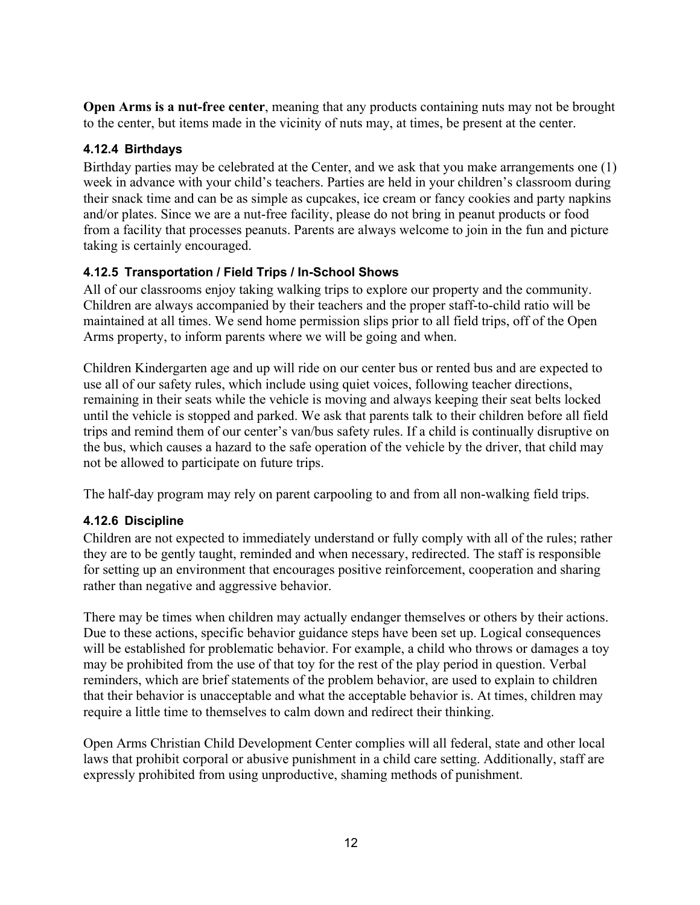**Open Arms is a nut-free center**, meaning that any products containing nuts may not be brought to the center, but items made in the vicinity of nuts may, at times, be present at the center.

### 4.12.4 Birthdays

Birthday parties may be celebrated at the Center, and we ask that you make arrangements one (1) week in advance with your child's teachers. Parties are held in your children's classroom during their snack time and can be as simple as cupcakes, ice cream or fancy cookies and party napkins and/or plates. Since we are a nut-free facility, please do not bring in peanut products or food from a facility that processes peanuts. Parents are always welcome to join in the fun and picture taking is certainly encouraged.

### 4.12.5 Transportation / Field Trips / In-School Shows

All of our classrooms enjoy taking walking trips to explore our property and the community. Children are always accompanied by their teachers and the proper staff-to-child ratio will be maintained at all times. We send home permission slips prior to all field trips, off of the Open Arms property, to inform parents where we will be going and when.

Children Kindergarten age and up will ride on our center bus or rented bus and are expected to use all of our safety rules, which include using quiet voices, following teacher directions, remaining in their seats while the vehicle is moving and always keeping their seat belts locked until the vehicle is stopped and parked. We ask that parents talk to their children before all field trips and remind them of our center's van/bus safety rules. If a child is continually disruptive on the bus, which causes a hazard to the safe operation of the vehicle by the driver, that child may not be allowed to participate on future trips.

The half-day program may rely on parent carpooling to and from all non-walking field trips.

### 4.12.6 Discipline

Children are not expected to immediately understand or fully comply with all of the rules; rather they are to be gently taught, reminded and when necessary, redirected. The staff is responsible for setting up an environment that encourages positive reinforcement, cooperation and sharing rather than negative and aggressive behavior.

There may be times when children may actually endanger themselves or others by their actions. Due to these actions, specific behavior guidance steps have been set up. Logical consequences will be established for problematic behavior. For example, a child who throws or damages a toy may be prohibited from the use of that toy for the rest of the play period in question. Verbal reminders, which are brief statements of the problem behavior, are used to explain to children that their behavior is unacceptable and what the acceptable behavior is. At times, children may require a little time to themselves to calm down and redirect their thinking.

Open Arms Christian Child Development Center complies will all federal, state and other local laws that prohibit corporal or abusive punishment in a child care setting. Additionally, staff are expressly prohibited from using unproductive, shaming methods of punishment.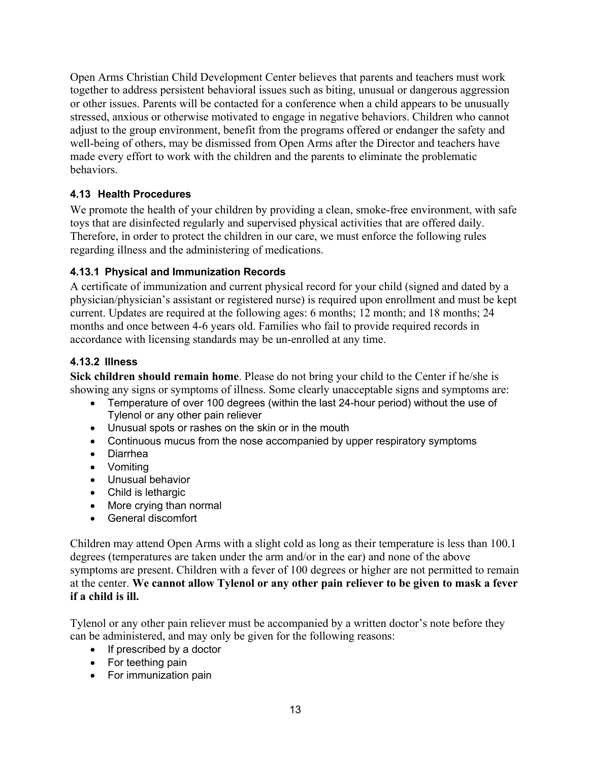Open Arms Christian Child Development Center believes that parents and teachers must work together to address persistent behavioral issues such as biting, unusual or dangerous aggression or other issues. Parents will be contacted for a conference when a child appears to be unusually stressed, anxious or otherwise motivated to engage in negative behaviors. Children who cannot adjust to the group environment, benefit from the programs offered or endanger the safety and well-being of others, may be dismissed from Open Arms after the Director and teachers have made every effort to work with the children and the parents to eliminate the problematic behaviors.

### 4.13 Health Procedures

We promote the health of your children by providing a clean, smoke-free environment, with safe toys that are disinfected regularly and supervised physical activities that are offered daily. Therefore, in order to protect the children in our care, we must enforce the following rules regarding illness and the administering of medications.

#### 4.13.1 Physical and Immunization Records

A certificate of immunization and current physical record for your child (signed and dated by a physician/physician's assistant or registered nurse) is required upon enrollment and must be kept current. Updates are required at the following ages: 6 months; 12 month; and 18 months; 24 months and once between 4-6 years old. Families who fail to provide required records in accordance with licensing standards may be un-enrolled at any time.

#### 4.13.2 Illness

**Sick children should remain home**. Please do not bring your child to the Center if he/she is showing any signs or symptoms of illness. Some clearly unacceptable signs and symptoms are:

- Temperature of over 100 degrees (within the last 24-hour period) without the use of Tylenol or any other pain reliever
- Unusual spots or rashes on the skin or in the mouth
- Continuous mucus from the nose accompanied by upper respiratory symptoms
- Diarrhea
- Vomiting
- Unusual behavior
- Child is lethargic
- More crying than normal
- General discomfort

Children may attend Open Arms with a slight cold as long as their temperature is less than 100.1 degrees (temperatures are taken under the arm and/or in the ear) and none of the above symptoms are present. Children with a fever of 100 degrees or higher are not permitted to remain at the center. **We cannot allow Tylenol or any other pain reliever to be given to mask a fever if a child is ill.**

Tylenol or any other pain reliever must be accompanied by a written doctor's note before they can be administered, and may only be given for the following reasons:

- If prescribed by a doctor
- For teething pain
- For immunization pain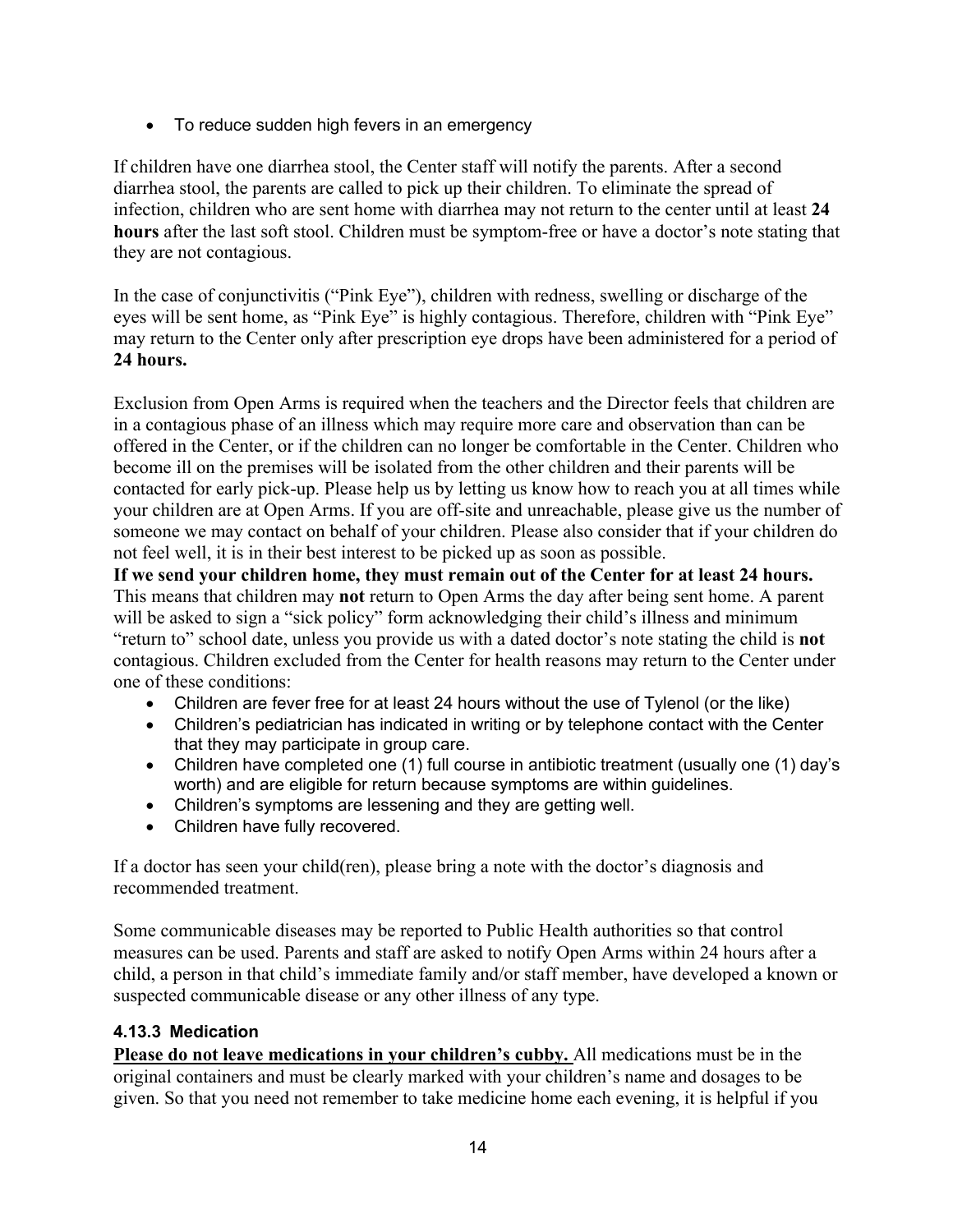- To reduce sudden high fevers in an emergency

If children have one diarrhea stool, the Center staff will notify the parents. After a second diarrhea stool, the parents are called to pick up their children. To eliminate the spread of infection, children who are sent home with diarrhea may not return to the center until at least **24 hours** after the last soft stool. Children must be symptom-free or have a doctor's note stating that they are not contagious.

In the case of conjunctivitis ("Pink Eye"), children with redness, swelling or discharge of the eyes will be sent home, as "Pink Eye" is highly contagious. Therefore, children with "Pink Eye" may return to the Center only after prescription eye drops have been administered for a period of **24 hours.**

Exclusion from Open Arms is required when the teachers and the Director feels that children are in a contagious phase of an illness which may require more care and observation than can be offered in the Center, or if the children can no longer be comfortable in the Center. Children who become ill on the premises will be isolated from the other children and their parents will be contacted for early pick-up. Please help us by letting us know how to reach you at all times while your children are at Open Arms. If you are off-site and unreachable, please give us the number of someone we may contact on behalf of your children. Please also consider that if your children do not feel well, it is in their best interest to be picked up as soon as possible.
**If we send your children home, they must remain out of the Center for at least 24 hours.** This means that children may **not** return to Open Arms the day after being sent home. A parent will be asked to sign a "sick policy" form acknowledging their child's illness and minimum "return to" school date, unless you provide us with a dated doctor's note stating the child is **not** contagious. Children excluded from the Center for health reasons may return to the Center under one of these conditions:

- Children are fever free for at least 24 hours without the use of Tylenol (or the like)
- Children's pediatrician has indicated in writing or by telephone contact with the Center that they may participate in group care.
- Children have completed one (1) full course in antibiotic treatment (usually one (1) day's worth) and are eligible for return because symptoms are within guidelines.
- Children's symptoms are lessening and they are getting well.
- Children have fully recovered.

If a doctor has seen your child(ren), please bring a note with the doctor's diagnosis and recommended treatment.

Some communicable diseases may be reported to Public Health authorities so that control measures can be used. Parents and staff are asked to notify Open Arms within 24 hours after a child, a person in that child's immediate family and/or staff member, have developed a known or suspected communicable disease or any other illness of any type.

#### 4.13.3 Medication

**<u>Please do not leave medications in your children's cubby.</u>** All medications must be in the original containers and must be clearly marked with your children's name and dosages to be given. So that you need not remember to take medicine home each evening, it is helpful if you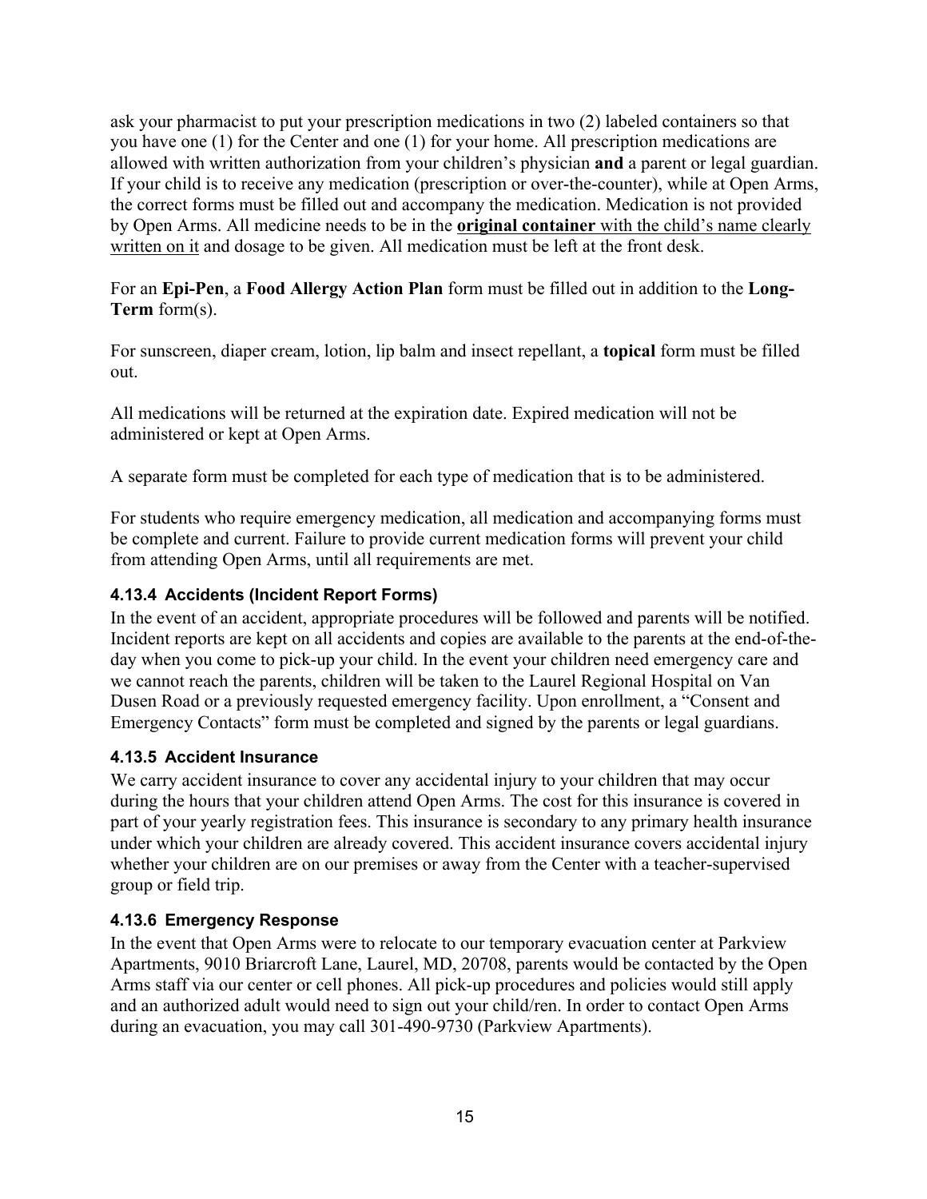ask your pharmacist to put your prescription medications in two (2) labeled containers so that you have one (1) for the Center and one (1) for your home. All prescription medications are allowed with written authorization from your children's physician **and** a parent or legal guardian. If your child is to receive any medication (prescription or over-the-counter), while at Open Arms, the correct forms must be filled out and accompany the medication. Medication is not provided by Open Arms. All medicine needs to be in the <u>**original container** with the child's name clearly written on it</u> and dosage to be given. All medication must be left at the front desk.

For an **Epi-Pen**, a **Food Allergy Action Plan** form must be filled out in addition to the **Long-Term** form(s).

For sunscreen, diaper cream, lotion, lip balm and insect repellant, a **topical** form must be filled out.

All medications will be returned at the expiration date. Expired medication will not be administered or kept at Open Arms.

A separate form must be completed for each type of medication that is to be administered.

For students who require emergency medication, all medication and accompanying forms must be complete and current. Failure to provide current medication forms will prevent your child from attending Open Arms, until all requirements are met.

### 4.13.4 Accidents (Incident Report Forms)

In the event of an accident, appropriate procedures will be followed and parents will be notified. Incident reports are kept on all accidents and copies are available to the parents at the end-of-the-day when you come to pick-up your child. In the event your children need emergency care and we cannot reach the parents, children will be taken to the Laurel Regional Hospital on Van Dusen Road or a previously requested emergency facility. Upon enrollment, a "Consent and Emergency Contacts" form must be completed and signed by the parents or legal guardians.

### 4.13.5 Accident Insurance

We carry accident insurance to cover any accidental injury to your children that may occur during the hours that your children attend Open Arms. The cost for this insurance is covered in part of your yearly registration fees. This insurance is secondary to any primary health insurance under which your children are already covered. This accident insurance covers accidental injury whether your children are on our premises or away from the Center with a teacher-supervised group or field trip.

### 4.13.6 Emergency Response

In the event that Open Arms were to relocate to our temporary evacuation center at Parkview Apartments, 9010 Briarcroft Lane, Laurel, MD, 20708, parents would be contacted by the Open Arms staff via our center or cell phones. All pick-up procedures and policies would still apply and an authorized adult would need to sign out your child/ren. In order to contact Open Arms during an evacuation, you may call 301-490-9730 (Parkview Apartments).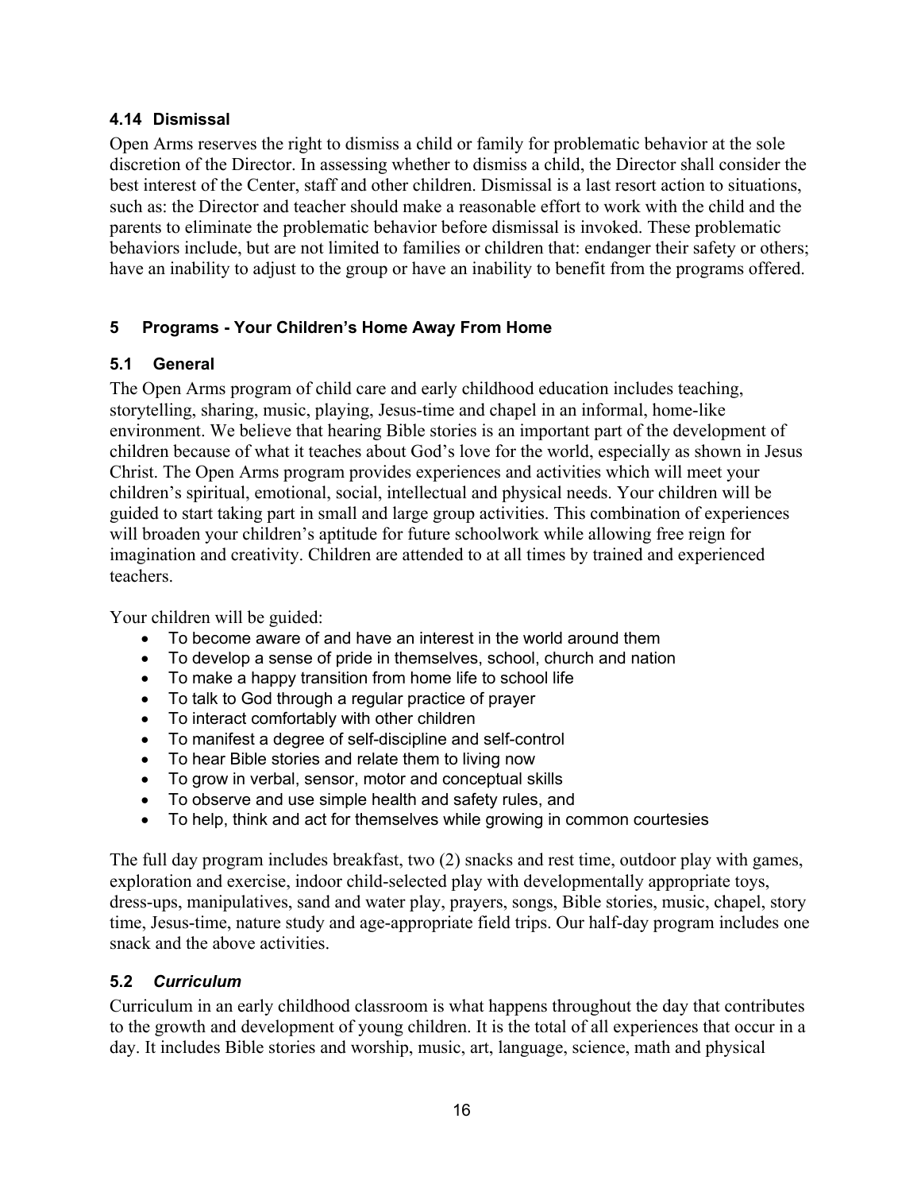### 4.14 Dismissal

Open Arms reserves the right to dismiss a child or family for problematic behavior at the sole discretion of the Director. In assessing whether to dismiss a child, the Director shall consider the best interest of the Center, staff and other children. Dismissal is a last resort action to situations, such as: the Director and teacher should make a reasonable effort to work with the child and the parents to eliminate the problematic behavior before dismissal is invoked. These problematic behaviors include, but are not limited to families or children that: endanger their safety or others; have an inability to adjust to the group or have an inability to benefit from the programs offered.

## 5 Programs - Your Children's Home Away From Home

### 5.1 General

The Open Arms program of child care and early childhood education includes teaching, storytelling, sharing, music, playing, Jesus-time and chapel in an informal, home-like environment. We believe that hearing Bible stories is an important part of the development of children because of what it teaches about God's love for the world, especially as shown in Jesus Christ. The Open Arms program provides experiences and activities which will meet your children's spiritual, emotional, social, intellectual and physical needs. Your children will be guided to start taking part in small and large group activities. This combination of experiences will broaden your children's aptitude for future schoolwork while allowing free reign for imagination and creativity. Children are attended to at all times by trained and experienced teachers.

Your children will be guided:

- To become aware of and have an interest in the world around them
- To develop a sense of pride in themselves, school, church and nation
- To make a happy transition from home life to school life
- To talk to God through a regular practice of prayer
- To interact comfortably with other children
- To manifest a degree of self-discipline and self-control
- To hear Bible stories and relate them to living now
- To grow in verbal, sensor, motor and conceptual skills
- To observe and use simple health and safety rules, and
- To help, think and act for themselves while growing in common courtesies

The full day program includes breakfast, two (2) snacks and rest time, outdoor play with games, exploration and exercise, indoor child-selected play with developmentally appropriate toys, dress-ups, manipulatives, sand and water play, prayers, songs, Bible stories, music, chapel, story time, Jesus-time, nature study and age-appropriate field trips. Our half-day program includes one snack and the above activities.

### 5.2 *Curriculum*

Curriculum in an early childhood classroom is what happens throughout the day that contributes to the growth and development of young children. It is the total of all experiences that occur in a day. It includes Bible stories and worship, music, art, language, science, math and physical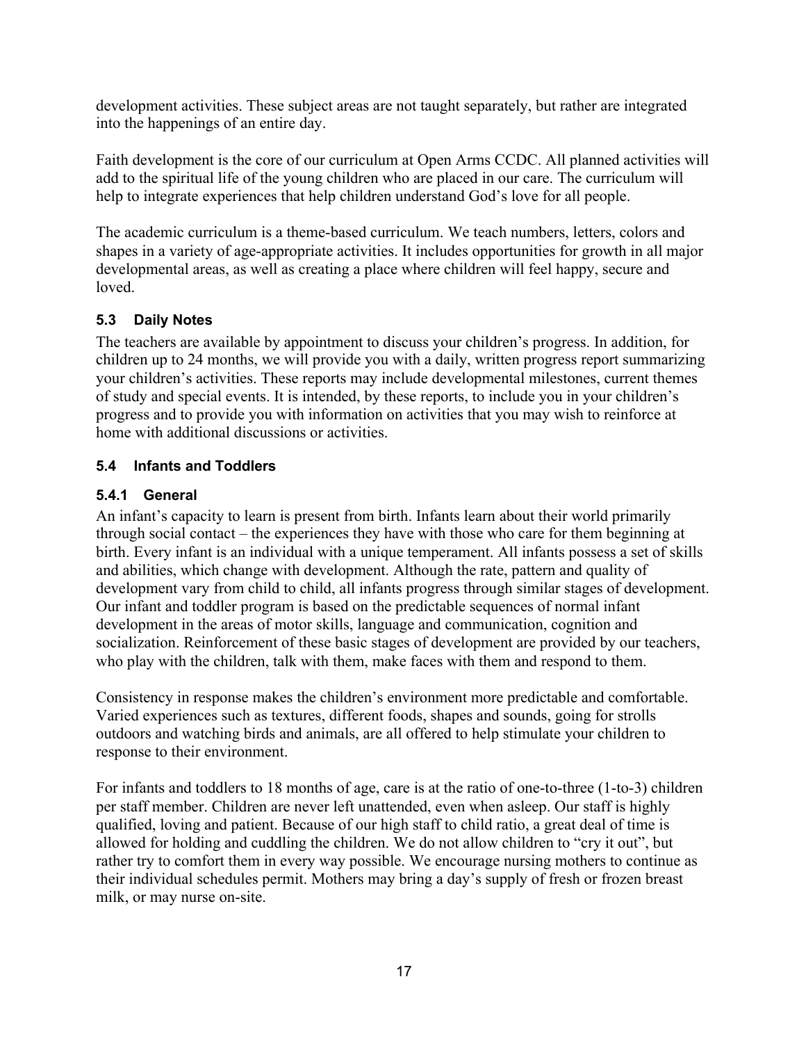development activities. These subject areas are not taught separately, but rather are integrated into the happenings of an entire day.

Faith development is the core of our curriculum at Open Arms CCDC. All planned activities will add to the spiritual life of the young children who are placed in our care. The curriculum will help to integrate experiences that help children understand God's love for all people.

The academic curriculum is a theme-based curriculum. We teach numbers, letters, colors and shapes in a variety of age-appropriate activities. It includes opportunities for growth in all major developmental areas, as well as creating a place where children will feel happy, secure and loved.

### 5.3 Daily Notes

The teachers are available by appointment to discuss your children's progress. In addition, for children up to 24 months, we will provide you with a daily, written progress report summarizing your children's activities. These reports may include developmental milestones, current themes of study and special events. It is intended, by these reports, to include you in your children's progress and to provide you with information on activities that you may wish to reinforce at home with additional discussions or activities.

### 5.4 Infants and Toddlers

#### 5.4.1 General

An infant's capacity to learn is present from birth. Infants learn about their world primarily through social contact – the experiences they have with those who care for them beginning at birth. Every infant is an individual with a unique temperament. All infants possess a set of skills and abilities, which change with development. Although the rate, pattern and quality of development vary from child to child, all infants progress through similar stages of development. Our infant and toddler program is based on the predictable sequences of normal infant development in the areas of motor skills, language and communication, cognition and socialization. Reinforcement of these basic stages of development are provided by our teachers, who play with the children, talk with them, make faces with them and respond to them.

Consistency in response makes the children's environment more predictable and comfortable. Varied experiences such as textures, different foods, shapes and sounds, going for strolls outdoors and watching birds and animals, are all offered to help stimulate your children to response to their environment.

For infants and toddlers to 18 months of age, care is at the ratio of one-to-three (1-to-3) children per staff member. Children are never left unattended, even when asleep. Our staff is highly qualified, loving and patient. Because of our high staff to child ratio, a great deal of time is allowed for holding and cuddling the children. We do not allow children to "cry it out", but rather try to comfort them in every way possible. We encourage nursing mothers to continue as their individual schedules permit. Mothers may bring a day's supply of fresh or frozen breast milk, or may nurse on-site.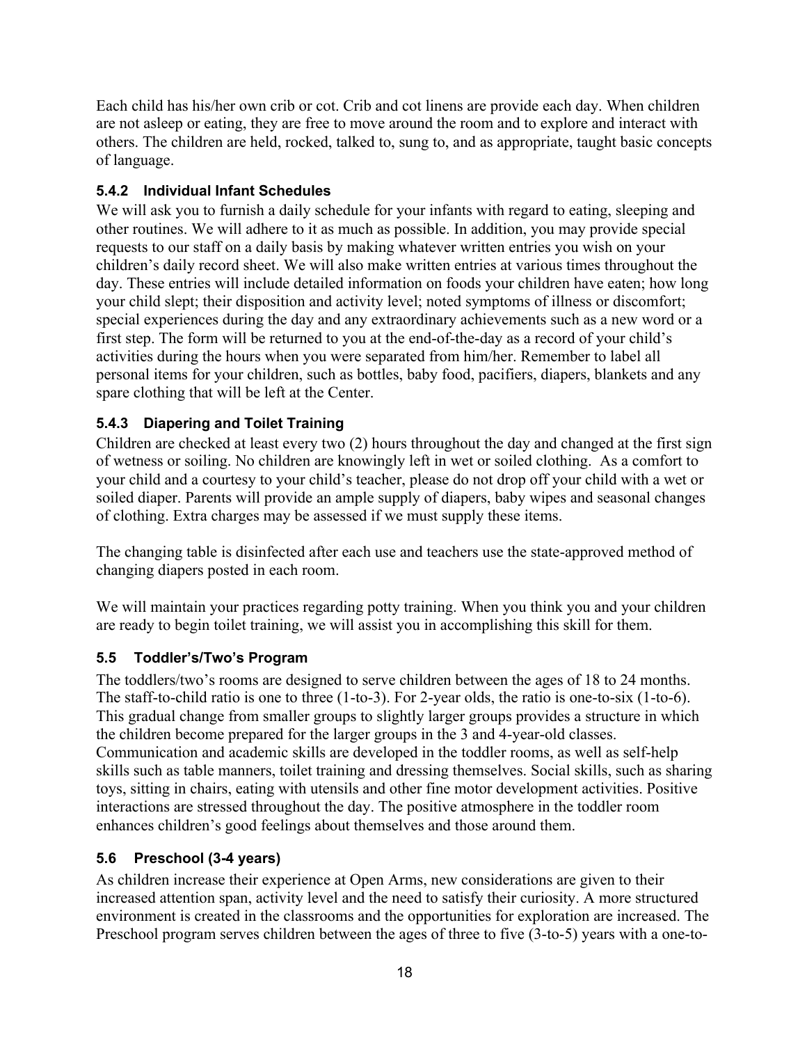Each child has his/her own crib or cot. Crib and cot linens are provide each day. When children are not asleep or eating, they are free to move around the room and to explore and interact with others. The children are held, rocked, talked to, sung to, and as appropriate, taught basic concepts of language.

### 5.4.2 Individual Infant Schedules

We will ask you to furnish a daily schedule for your infants with regard to eating, sleeping and other routines. We will adhere to it as much as possible. In addition, you may provide special requests to our staff on a daily basis by making whatever written entries you wish on your children's daily record sheet. We will also make written entries at various times throughout the day. These entries will include detailed information on foods your children have eaten; how long your child slept; their disposition and activity level; noted symptoms of illness or discomfort; special experiences during the day and any extraordinary achievements such as a new word or a first step. The form will be returned to you at the end-of-the-day as a record of your child's activities during the hours when you were separated from him/her. Remember to label all personal items for your children, such as bottles, baby food, pacifiers, diapers, blankets and any spare clothing that will be left at the Center.

### 5.4.3 Diapering and Toilet Training

Children are checked at least every two (2) hours throughout the day and changed at the first sign of wetness or soiling. No children are knowingly left in wet or soiled clothing. As a comfort to your child and a courtesy to your child's teacher, please do not drop off your child with a wet or soiled diaper. Parents will provide an ample supply of diapers, baby wipes and seasonal changes of clothing. Extra charges may be assessed if we must supply these items.

The changing table is disinfected after each use and teachers use the state-approved method of changing diapers posted in each room.

We will maintain your practices regarding potty training. When you think you and your children are ready to begin toilet training, we will assist you in accomplishing this skill for them.

## 5.5 Toddler's/Two's Program

The toddlers/two's rooms are designed to serve children between the ages of 18 to 24 months. The staff-to-child ratio is one to three (1-to-3). For 2-year olds, the ratio is one-to-six (1-to-6). This gradual change from smaller groups to slightly larger groups provides a structure in which the children become prepared for the larger groups in the 3 and 4-year-old classes. Communication and academic skills are developed in the toddler rooms, as well as self-help skills such as table manners, toilet training and dressing themselves. Social skills, such as sharing toys, sitting in chairs, eating with utensils and other fine motor development activities. Positive interactions are stressed throughout the day. The positive atmosphere in the toddler room enhances children's good feelings about themselves and those around them.

## 5.6 Preschool (3-4 years)

As children increase their experience at Open Arms, new considerations are given to their increased attention span, activity level and the need to satisfy their curiosity. A more structured environment is created in the classrooms and the opportunities for exploration are increased. The Preschool program serves children between the ages of three to five (3-to-5) years with a one-to-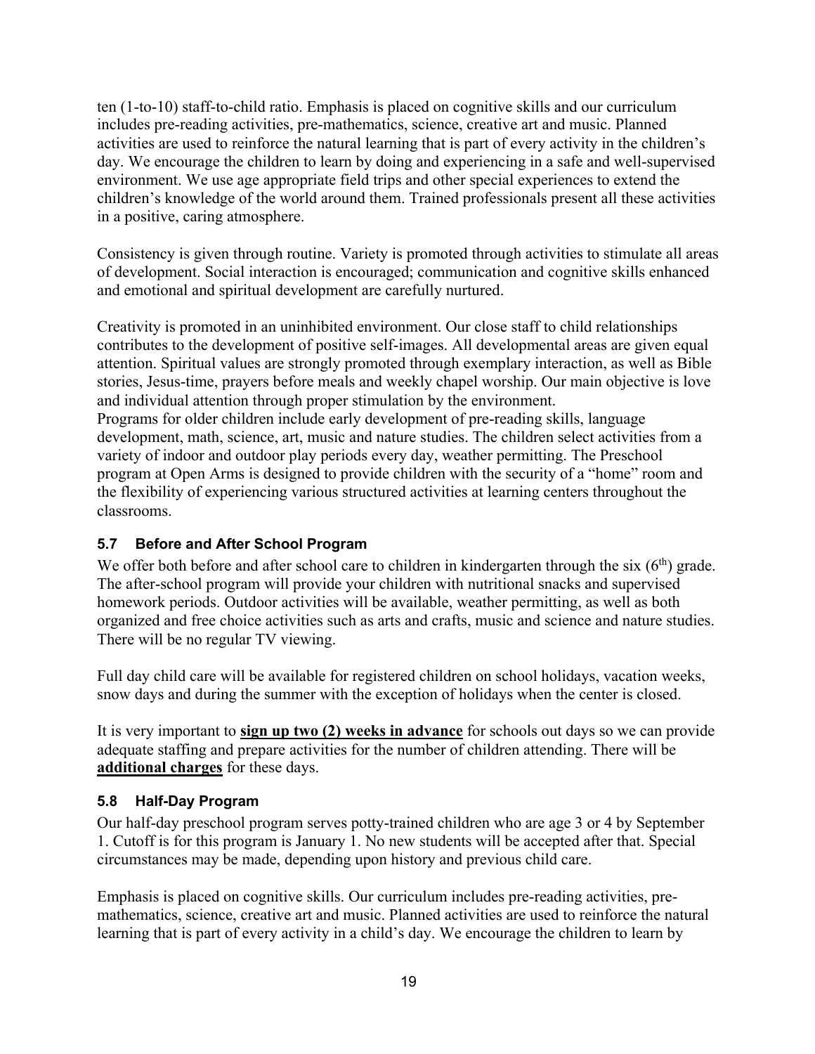ten (1-to-10) staff-to-child ratio. Emphasis is placed on cognitive skills and our curriculum includes pre-reading activities, pre-mathematics, science, creative art and music. Planned activities are used to reinforce the natural learning that is part of every activity in the children's day. We encourage the children to learn by doing and experiencing in a safe and well-supervised environment. We use age appropriate field trips and other special experiences to extend the children's knowledge of the world around them. Trained professionals present all these activities in a positive, caring atmosphere.

Consistency is given through routine. Variety is promoted through activities to stimulate all areas of development. Social interaction is encouraged; communication and cognitive skills enhanced and emotional and spiritual development are carefully nurtured.

Creativity is promoted in an uninhibited environment. Our close staff to child relationships contributes to the development of positive self-images. All developmental areas are given equal attention. Spiritual values are strongly promoted through exemplary interaction, as well as Bible stories, Jesus-time, prayers before meals and weekly chapel worship. Our main objective is love and individual attention through proper stimulation by the environment.
Programs for older children include early development of pre-reading skills, language development, math, science, art, music and nature studies. The children select activities from a variety of indoor and outdoor play periods every day, weather permitting. The Preschool program at Open Arms is designed to provide children with the security of a "home" room and the flexibility of experiencing various structured activities at learning centers throughout the classrooms.

### 5.7 Before and After School Program

We offer both before and after school care to children in kindergarten through the six (6th) grade. The after-school program will provide your children with nutritional snacks and supervised homework periods. Outdoor activities will be available, weather permitting, as well as both organized and free choice activities such as arts and crafts, music and science and nature studies. There will be no regular TV viewing.

Full day child care will be available for registered children on school holidays, vacation weeks, snow days and during the summer with the exception of holidays when the center is closed.

It is very important to **sign up two (2) weeks in advance** for schools out days so we can provide adequate staffing and prepare activities for the number of children attending. There will be **additional charges** for these days.

### 5.8 Half-Day Program

Our half-day preschool program serves potty-trained children who are age 3 or 4 by September 1. Cutoff is for this program is January 1. No new students will be accepted after that. Special circumstances may be made, depending upon history and previous child care.

Emphasis is placed on cognitive skills. Our curriculum includes pre-reading activities, pre-mathematics, science, creative art and music. Planned activities are used to reinforce the natural learning that is part of every activity in a child's day. We encourage the children to learn by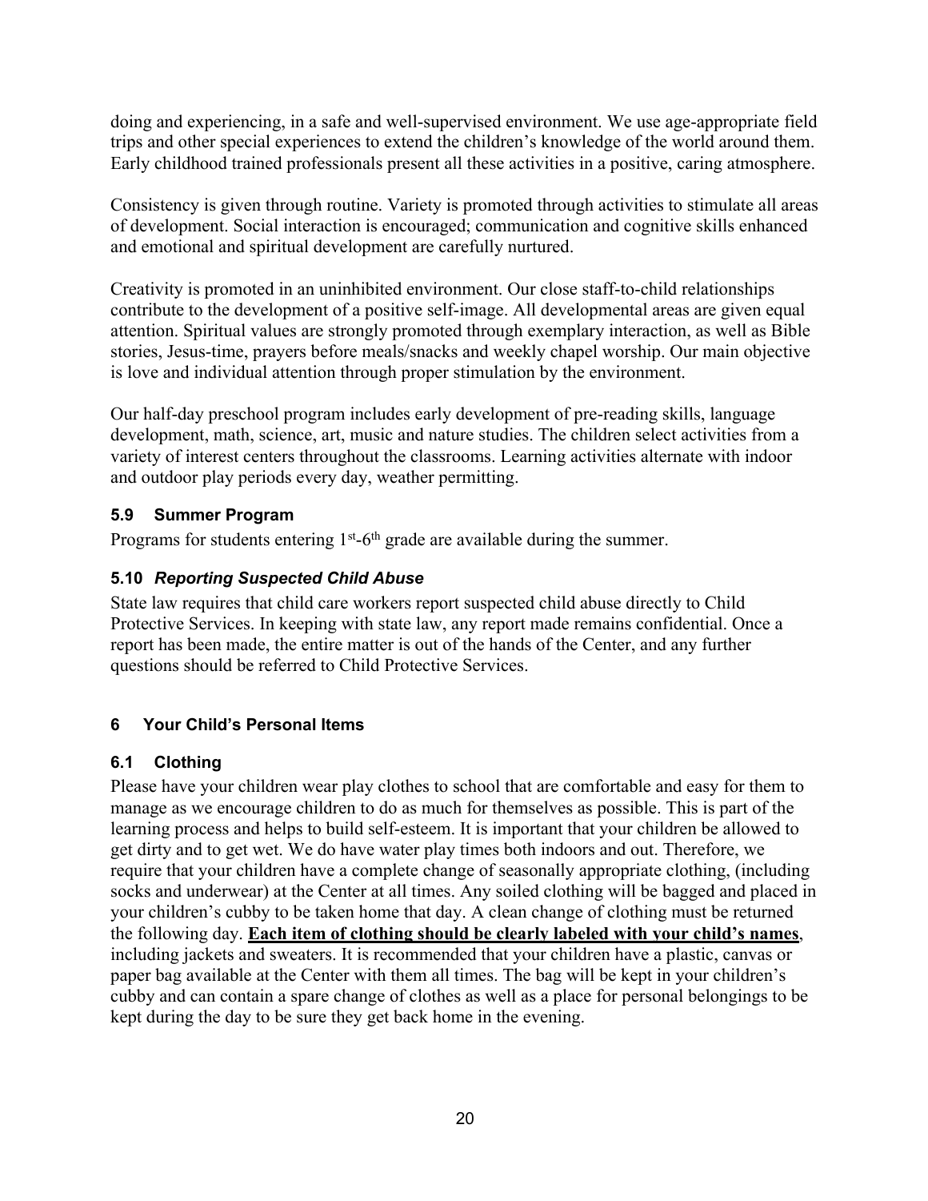doing and experiencing, in a safe and well-supervised environment. We use age-appropriate field trips and other special experiences to extend the children's knowledge of the world around them. Early childhood trained professionals present all these activities in a positive, caring atmosphere.

Consistency is given through routine. Variety is promoted through activities to stimulate all areas of development. Social interaction is encouraged; communication and cognitive skills enhanced and emotional and spiritual development are carefully nurtured.

Creativity is promoted in an uninhibited environment. Our close staff-to-child relationships contribute to the development of a positive self-image. All developmental areas are given equal attention. Spiritual values are strongly promoted through exemplary interaction, as well as Bible stories, Jesus-time, prayers before meals/snacks and weekly chapel worship. Our main objective is love and individual attention through proper stimulation by the environment.

Our half-day preschool program includes early development of pre-reading skills, language development, math, science, art, music and nature studies. The children select activities from a variety of interest centers throughout the classrooms. Learning activities alternate with indoor and outdoor play periods every day, weather permitting.

### 5.9 Summer Program

Programs for students entering 1st-6th grade are available during the summer.

### 5.10 *Reporting Suspected Child Abuse*

State law requires that child care workers report suspected child abuse directly to Child Protective Services. In keeping with state law, any report made remains confidential. Once a report has been made, the entire matter is out of the hands of the Center, and any further questions should be referred to Child Protective Services.

## 6 Your Child's Personal Items

### 6.1 Clothing

Please have your children wear play clothes to school that are comfortable and easy for them to manage as we encourage children to do as much for themselves as possible. This is part of the learning process and helps to build self-esteem. It is important that your children be allowed to get dirty and to get wet. We do have water play times both indoors and out. Therefore, we require that your children have a complete change of seasonally appropriate clothing, (including socks and underwear) at the Center at all times. Any soiled clothing will be bagged and placed in your children's cubby to be taken home that day. A clean change of clothing must be returned the following day. **Each item of clothing should be clearly labeled with your child's names**, including jackets and sweaters. It is recommended that your children have a plastic, canvas or paper bag available at the Center with them all times. The bag will be kept in your children's cubby and can contain a spare change of clothes as well as a place for personal belongings to be kept during the day to be sure they get back home in the evening.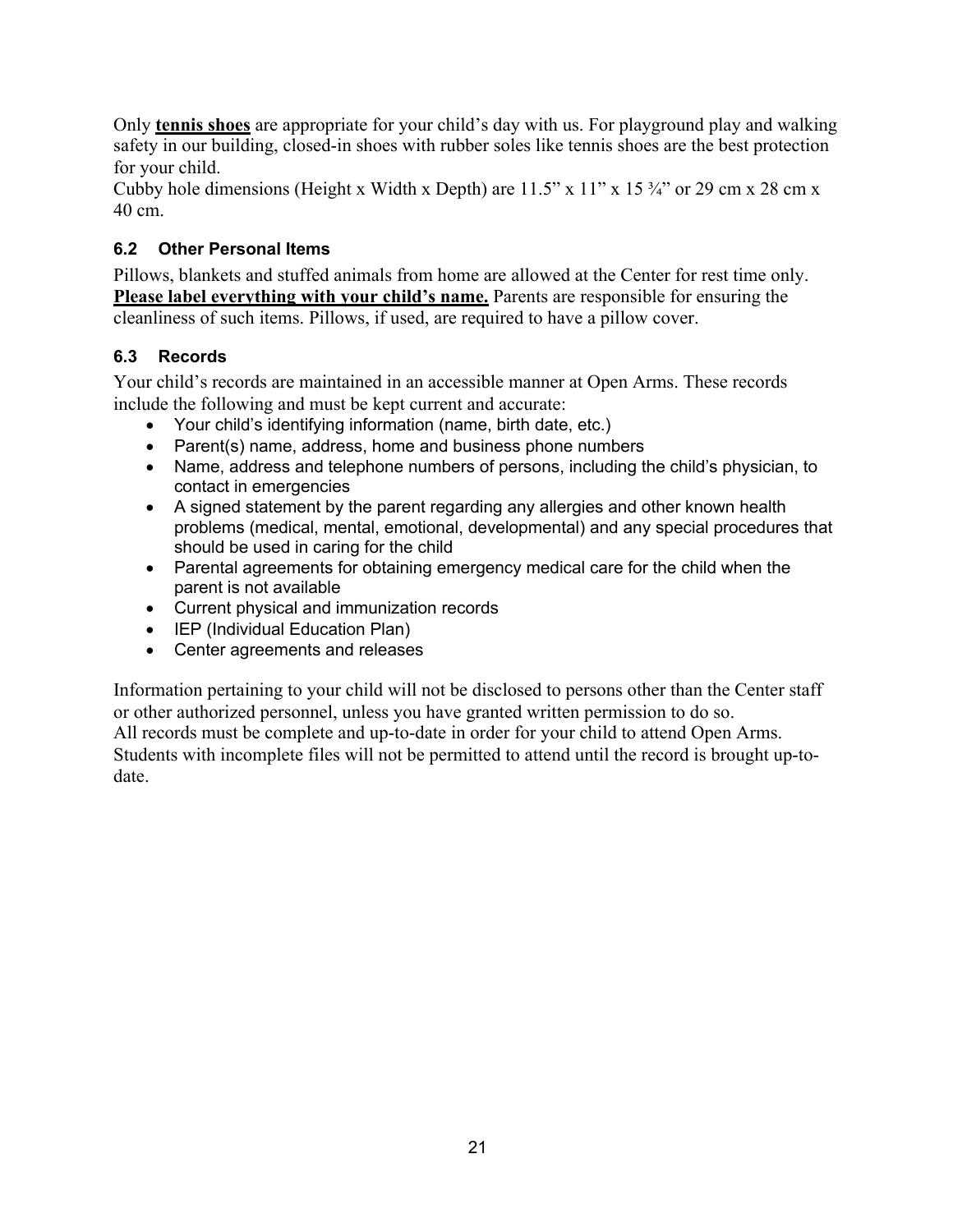Only **tennis shoes** are appropriate for your child's day with us. For playground play and walking safety in our building, closed-in shoes with rubber soles like tennis shoes are the best protection for your child.
Cubby hole dimensions (Height x Width x Depth) are 11.5" x 11" x 15 ¾" or 29 cm x 28 cm x 40 cm.

### 6.2 Other Personal Items

Pillows, blankets and stuffed animals from home are allowed at the Center for rest time only. **Please label everything with your child's name.** Parents are responsible for ensuring the cleanliness of such items. Pillows, if used, are required to have a pillow cover.

### 6.3 Records

Your child's records are maintained in an accessible manner at Open Arms. These records include the following and must be kept current and accurate:

- Your child's identifying information (name, birth date, etc.)
- Parent(s) name, address, home and business phone numbers
- Name, address and telephone numbers of persons, including the child's physician, to contact in emergencies
- A signed statement by the parent regarding any allergies and other known health problems (medical, mental, emotional, developmental) and any special procedures that should be used in caring for the child
- Parental agreements for obtaining emergency medical care for the child when the parent is not available
- Current physical and immunization records
- IEP (Individual Education Plan)
- Center agreements and releases

Information pertaining to your child will not be disclosed to persons other than the Center staff or other authorized personnel, unless you have granted written permission to do so.
All records must be complete and up-to-date in order for your child to attend Open Arms. Students with incomplete files will not be permitted to attend until the record is brought up-to-date.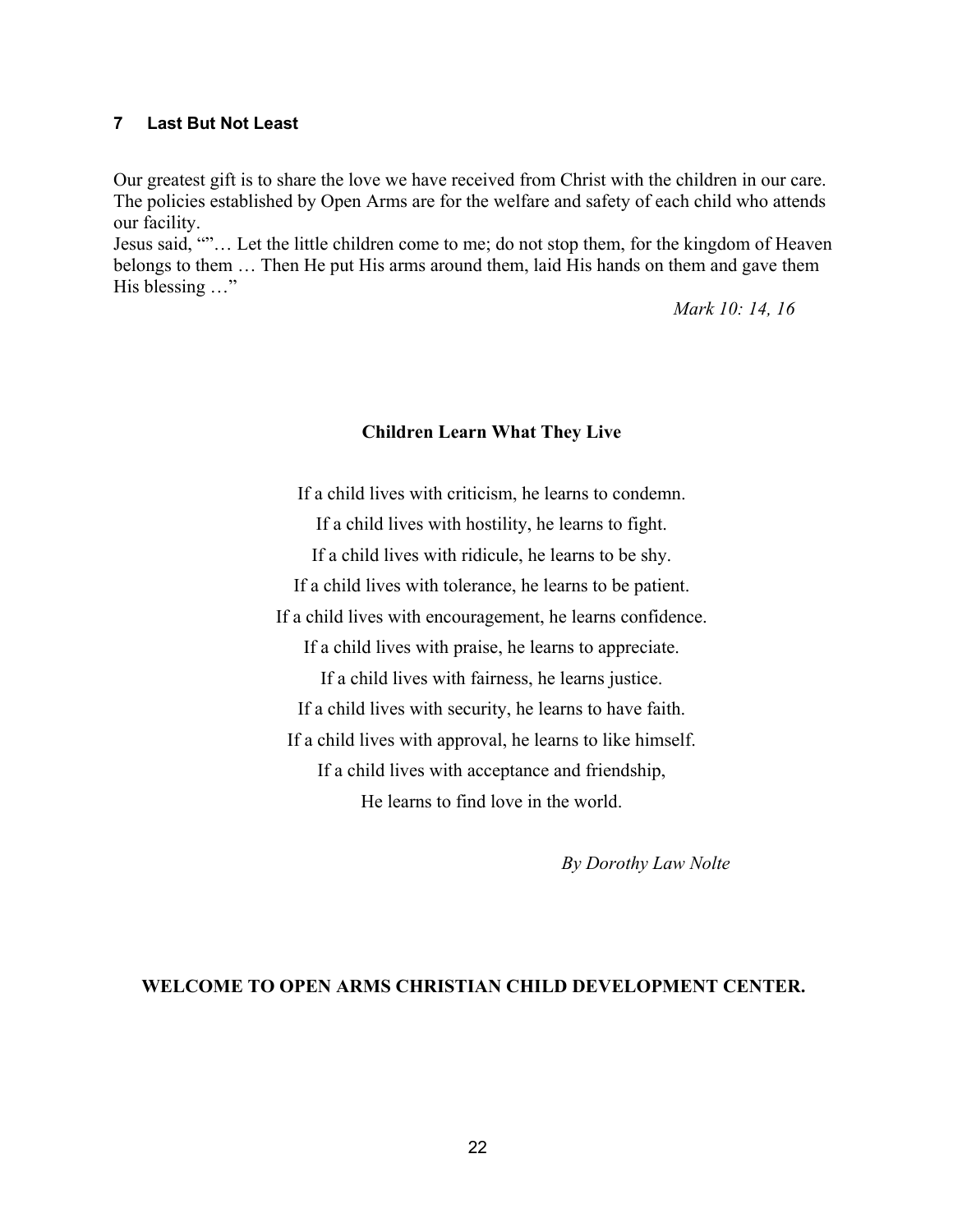## 7 Last But Not Least

Our greatest gift is to share the love we have received from Christ with the children in our care. The policies established by Open Arms are for the welfare and safety of each child who attends our facility.

Jesus said, ""… Let the little children come to me; do not stop them, for the kingdom of Heaven belongs to them … Then He put His arms around them, laid His hands on them and gave them His blessing …"

*Mark 10: 14, 16*

**Children Learn What They Live**

If a child lives with criticism, he learns to condemn.  
If a child lives with hostility, he learns to fight.  
If a child lives with ridicule, he learns to be shy.  
If a child lives with tolerance, he learns to be patient.  
If a child lives with encouragement, he learns confidence.  
If a child lives with praise, he learns to appreciate.  
If a child lives with fairness, he learns justice.  
If a child lives with security, he learns to have faith.  
If a child lives with approval, he learns to like himself.  
If a child lives with acceptance and friendship,  
He learns to find love in the world.

*By Dorothy Law Nolte*

**WELCOME TO OPEN ARMS CHRISTIAN CHILD DEVELOPMENT CENTER.**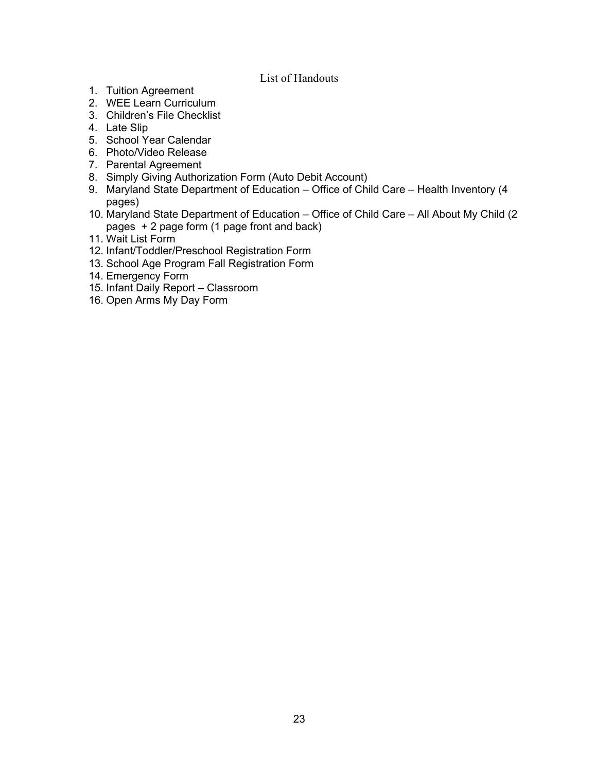## List of Handouts

1. Tuition Agreement
2. WEE Learn Curriculum
3. Children's File Checklist
4. Late Slip
5. School Year Calendar
6. Photo/Video Release
7. Parental Agreement
8. Simply Giving Authorization Form (Auto Debit Account)
9. Maryland State Department of Education – Office of Child Care – Health Inventory (4 pages)
10. Maryland State Department of Education – Office of Child Care – All About My Child (2 pages + 2 page form (1 page front and back)
11. Wait List Form
12. Infant/Toddler/Preschool Registration Form
13. School Age Program Fall Registration Form
14. Emergency Form
15. Infant Daily Report – Classroom
16. Open Arms My Day Form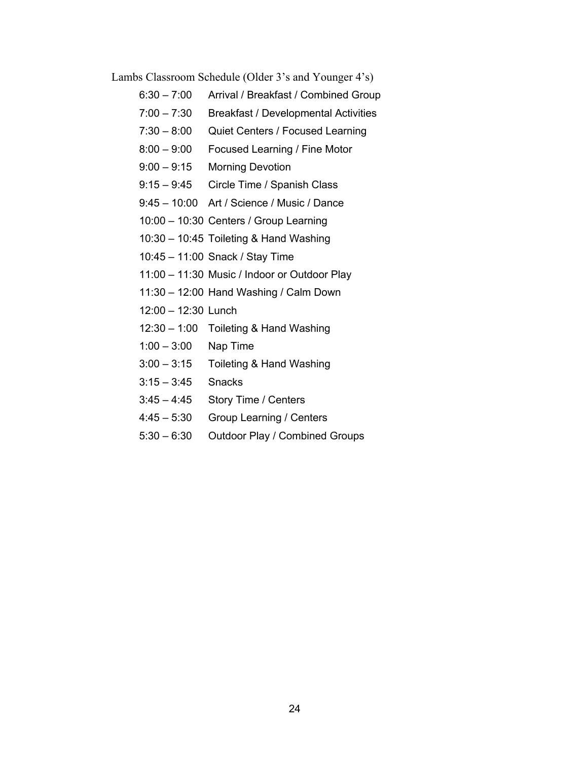Lambs Classroom Schedule (Older 3's and Younger 4's)

| | |
|---|---|
| 6:30 – 7:00 | Arrival / Breakfast / Combined Group |
| 7:00 – 7:30 | Breakfast / Developmental Activities |
| 7:30 – 8:00 | Quiet Centers / Focused Learning |
| 8:00 – 9:00 | Focused Learning / Fine Motor |
| 9:00 – 9:15 | Morning Devotion |
| 9:15 – 9:45 | Circle Time / Spanish Class |
| 9:45 – 10:00 | Art / Science / Music / Dance |
| 10:00 – 10:30 | Centers / Group Learning |
| 10:30 – 10:45 | Toileting & Hand Washing |
| 10:45 – 11:00 | Snack / Stay Time |
| 11:00 – 11:30 | Music / Indoor or Outdoor Play |
| 11:30 – 12:00 | Hand Washing / Calm Down |
| 12:00 – 12:30 | Lunch |
| 12:30 – 1:00 | Toileting & Hand Washing |
| 1:00 – 3:00 | Nap Time |
| 3:00 – 3:15 | Toileting & Hand Washing |
| 3:15 – 3:45 | Snacks |
| 3:45 – 4:45 | Story Time / Centers |
| 4:45 – 5:30 | Group Learning / Centers |
| 5:30 – 6:30 | Outdoor Play / Combined Groups |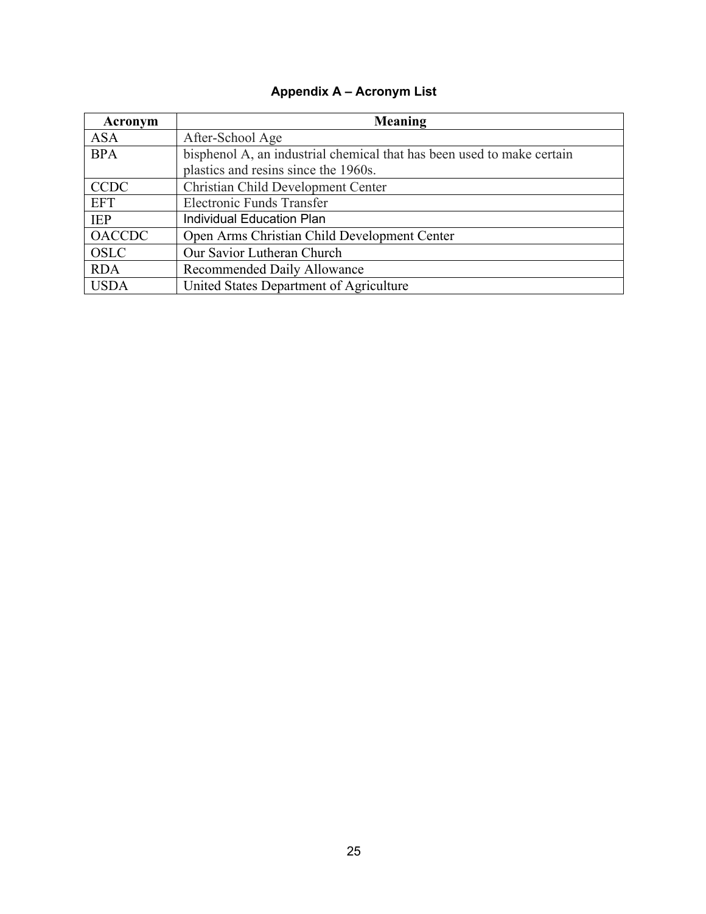## Appendix A – Acronym List

| Acronym | Meaning |
|---|---|
| ASA | After-School Age |
| BPA | bisphenol A, an industrial chemical that has been used to make certain plastics and resins since the 1960s. |
| CCDC | Christian Child Development Center |
| EFT | Electronic Funds Transfer |
| IEP | Individual Education Plan |
| OACCDC | Open Arms Christian Child Development Center |
| OSLC | Our Savior Lutheran Church |
| RDA | Recommended Daily Allowance |
| USDA | United States Department of Agriculture |